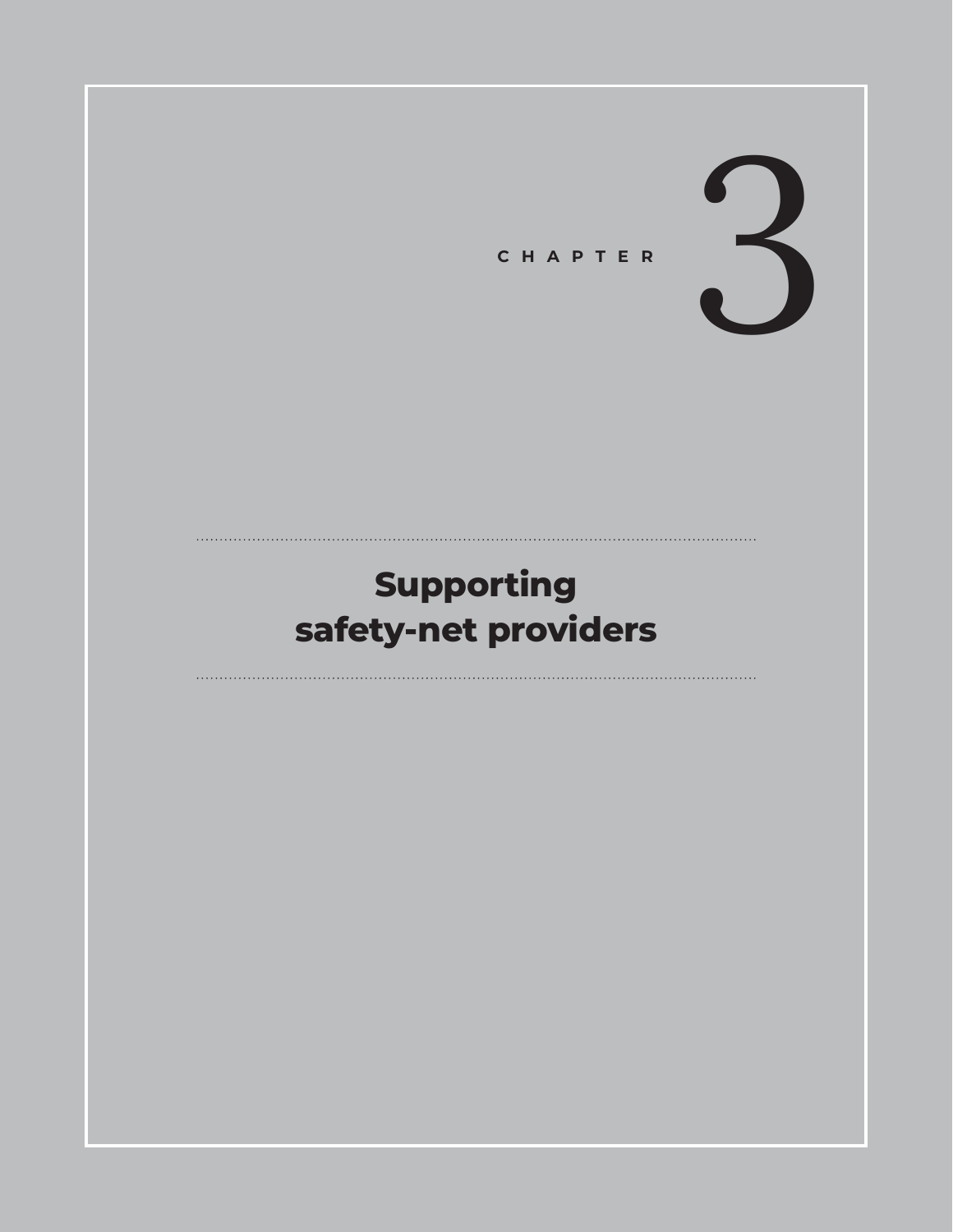# CHAPTER 3

## Supporting safety-net providers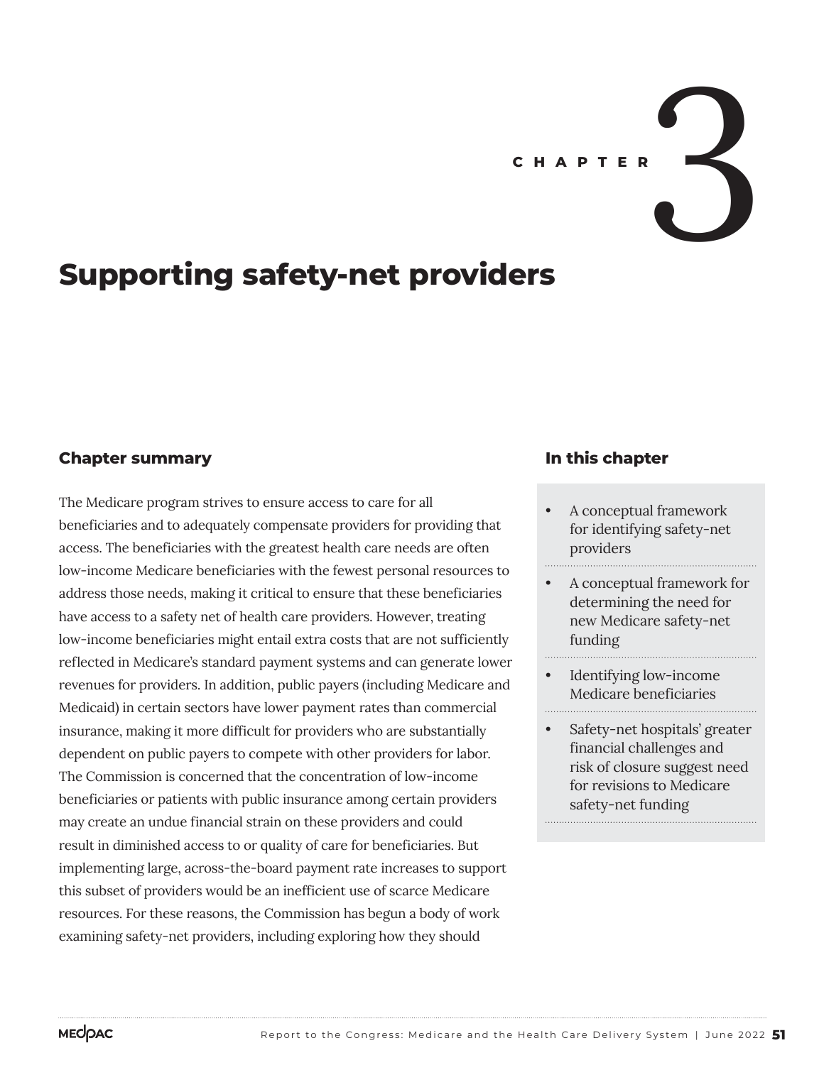CHAPTER 3

# Supporting safety-net providers

## Chapter summary

The Medicare program strives to ensure access to care for all beneficiaries and to adequately compensate providers for providing that access. The beneficiaries with the greatest health care needs are often low-income Medicare beneficiaries with the fewest personal resources to address those needs, making it critical to ensure that these beneficiaries have access to a safety net of health care providers. However, treating low-income beneficiaries might entail extra costs that are not sufficiently reflected in Medicare's standard payment systems and can generate lower revenues for providers. In addition, public payers (including Medicare and Medicaid) in certain sectors have lower payment rates than commercial insurance, making it more difficult for providers who are substantially dependent on public payers to compete with other providers for labor. The Commission is concerned that the concentration of low-income beneficiaries or patients with public insurance among certain providers may create an undue financial strain on these providers and could result in diminished access to or quality of care for beneficiaries. But implementing large, across-the-board payment rate increases to support this subset of providers would be an inefficient use of scarce Medicare resources. For these reasons, the Commission has begun a body of work examining safety-net providers, including exploring how they should

## In this chapter

- A conceptual framework for identifying safety-net providers
- A conceptual framework for determining the need for new Medicare safety-net funding
- Identifying low-income Medicare beneficiaries
- Safety-net hospitals' greater financial challenges and risk of closure suggest need for revisions to Medicare safety-net funding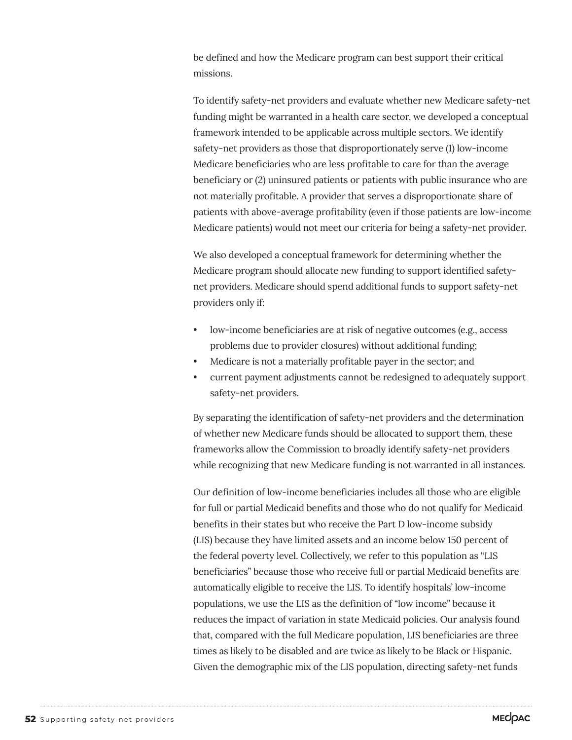be defined and how the Medicare program can best support their critical missions.

To identify safety-net providers and evaluate whether new Medicare safety-net funding might be warranted in a health care sector, we developed a conceptual framework intended to be applicable across multiple sectors. We identify safety-net providers as those that disproportionately serve (1) low-income Medicare beneficiaries who are less profitable to care for than the average beneficiary or (2) uninsured patients or patients with public insurance who are not materially profitable. A provider that serves a disproportionate share of patients with above-average profitability (even if those patients are low-income Medicare patients) would not meet our criteria for being a safety-net provider.

We also developed a conceptual framework for determining whether the Medicare program should allocate new funding to support identified safety-net providers. Medicare should spend additional funds to support safety-net providers only if:

- low-income beneficiaries are at risk of negative outcomes (e.g., access problems due to provider closures) without additional funding;
- Medicare is not a materially profitable payer in the sector; and
- current payment adjustments cannot be redesigned to adequately support safety-net providers.

By separating the identification of safety-net providers and the determination of whether new Medicare funds should be allocated to support them, these frameworks allow the Commission to broadly identify safety-net providers while recognizing that new Medicare funding is not warranted in all instances.

Our definition of low-income beneficiaries includes all those who are eligible for full or partial Medicaid benefits and those who do not qualify for Medicaid benefits in their states but who receive the Part D low-income subsidy (LIS) because they have limited assets and an income below 150 percent of the federal poverty level. Collectively, we refer to this population as "LIS beneficiaries" because those who receive full or partial Medicaid benefits are automatically eligible to receive the LIS. To identify hospitals' low-income populations, we use the LIS as the definition of "low income" because it reduces the impact of variation in state Medicaid policies. Our analysis found that, compared with the full Medicare population, LIS beneficiaries are three times as likely to be disabled and are twice as likely to be Black or Hispanic. Given the demographic mix of the LIS population, directing safety-net funds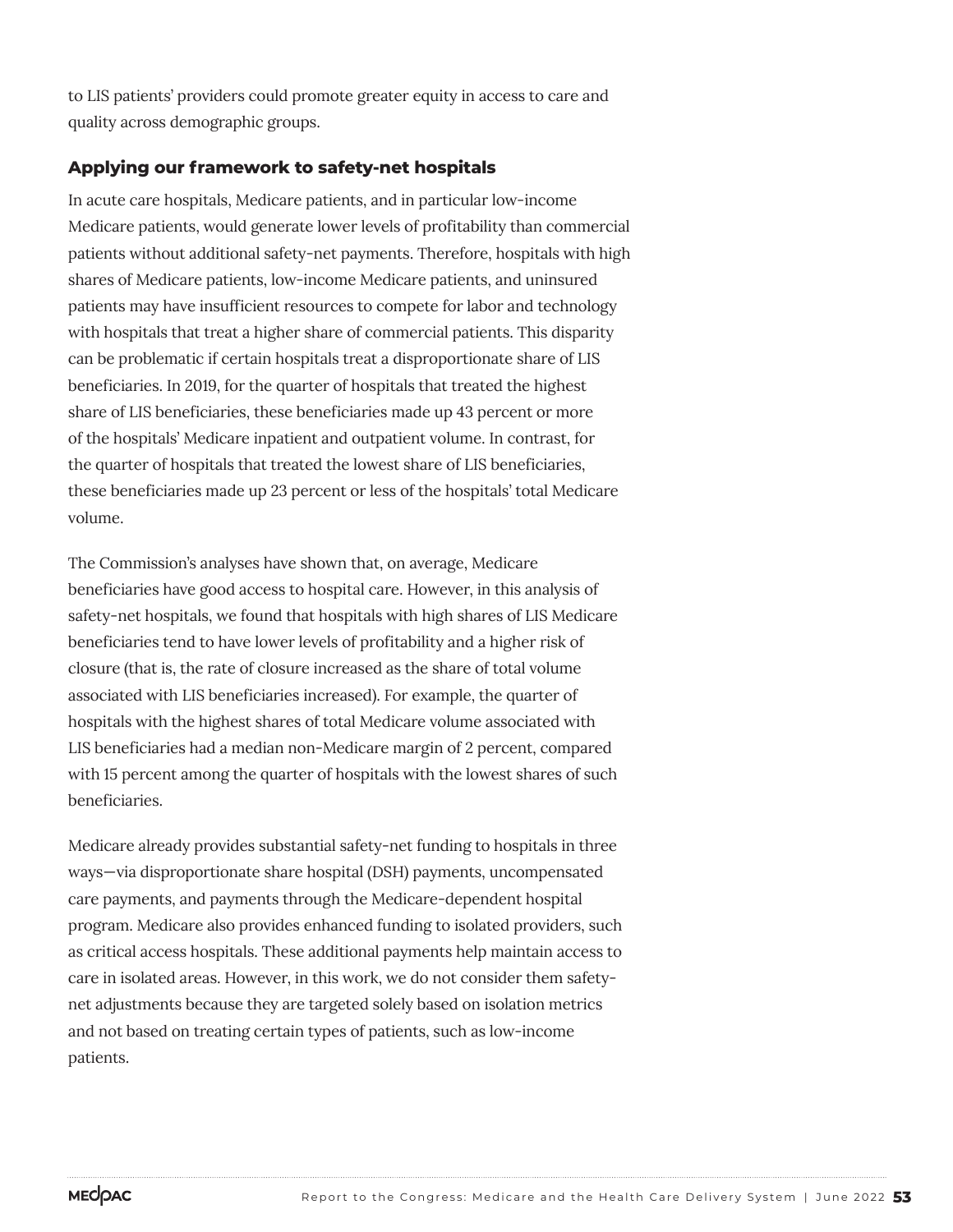to LIS patients' providers could promote greater equity in access to care and quality across demographic groups.

### Applying our framework to safety-net hospitals

In acute care hospitals, Medicare patients, and in particular low-income Medicare patients, would generate lower levels of profitability than commercial patients without additional safety-net payments. Therefore, hospitals with high shares of Medicare patients, low-income Medicare patients, and uninsured patients may have insufficient resources to compete for labor and technology with hospitals that treat a higher share of commercial patients. This disparity can be problematic if certain hospitals treat a disproportionate share of LIS beneficiaries. In 2019, for the quarter of hospitals that treated the highest share of LIS beneficiaries, these beneficiaries made up 43 percent or more of the hospitals' Medicare inpatient and outpatient volume. In contrast, for the quarter of hospitals that treated the lowest share of LIS beneficiaries, these beneficiaries made up 23 percent or less of the hospitals' total Medicare volume.

The Commission's analyses have shown that, on average, Medicare beneficiaries have good access to hospital care. However, in this analysis of safety-net hospitals, we found that hospitals with high shares of LIS Medicare beneficiaries tend to have lower levels of profitability and a higher risk of closure (that is, the rate of closure increased as the share of total volume associated with LIS beneficiaries increased). For example, the quarter of hospitals with the highest shares of total Medicare volume associated with LIS beneficiaries had a median non-Medicare margin of 2 percent, compared with 15 percent among the quarter of hospitals with the lowest shares of such beneficiaries.

Medicare already provides substantial safety-net funding to hospitals in three ways—via disproportionate share hospital (DSH) payments, uncompensated care payments, and payments through the Medicare-dependent hospital program. Medicare also provides enhanced funding to isolated providers, such as critical access hospitals. These additional payments help maintain access to care in isolated areas. However, in this work, we do not consider them safety-net adjustments because they are targeted solely based on isolation metrics and not based on treating certain types of patients, such as low-income patients.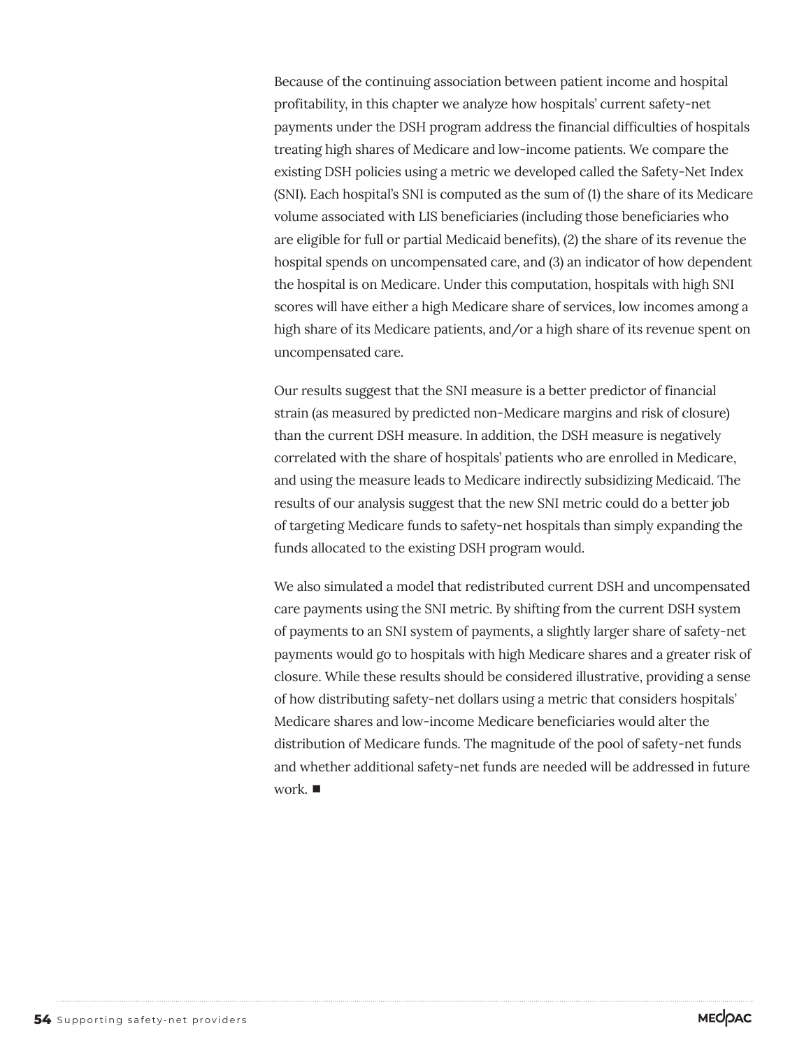Because of the continuing association between patient income and hospital profitability, in this chapter we analyze how hospitals' current safety-net payments under the DSH program address the financial difficulties of hospitals treating high shares of Medicare and low-income patients. We compare the existing DSH policies using a metric we developed called the Safety-Net Index (SNI). Each hospital's SNI is computed as the sum of (1) the share of its Medicare volume associated with LIS beneficiaries (including those beneficiaries who are eligible for full or partial Medicaid benefits), (2) the share of its revenue the hospital spends on uncompensated care, and (3) an indicator of how dependent the hospital is on Medicare. Under this computation, hospitals with high SNI scores will have either a high Medicare share of services, low incomes among a high share of its Medicare patients, and/or a high share of its revenue spent on uncompensated care.

Our results suggest that the SNI measure is a better predictor of financial strain (as measured by predicted non-Medicare margins and risk of closure) than the current DSH measure. In addition, the DSH measure is negatively correlated with the share of hospitals' patients who are enrolled in Medicare, and using the measure leads to Medicare indirectly subsidizing Medicaid. The results of our analysis suggest that the new SNI metric could do a better job of targeting Medicare funds to safety-net hospitals than simply expanding the funds allocated to the existing DSH program would.

We also simulated a model that redistributed current DSH and uncompensated care payments using the SNI metric. By shifting from the current DSH system of payments to an SNI system of payments, a slightly larger share of safety-net payments would go to hospitals with high Medicare shares and a greater risk of closure. While these results should be considered illustrative, providing a sense of how distributing safety-net dollars using a metric that considers hospitals' Medicare shares and low-income Medicare beneficiaries would alter the distribution of Medicare funds. The magnitude of the pool of safety-net funds and whether additional safety-net funds are needed will be addressed in future work. ■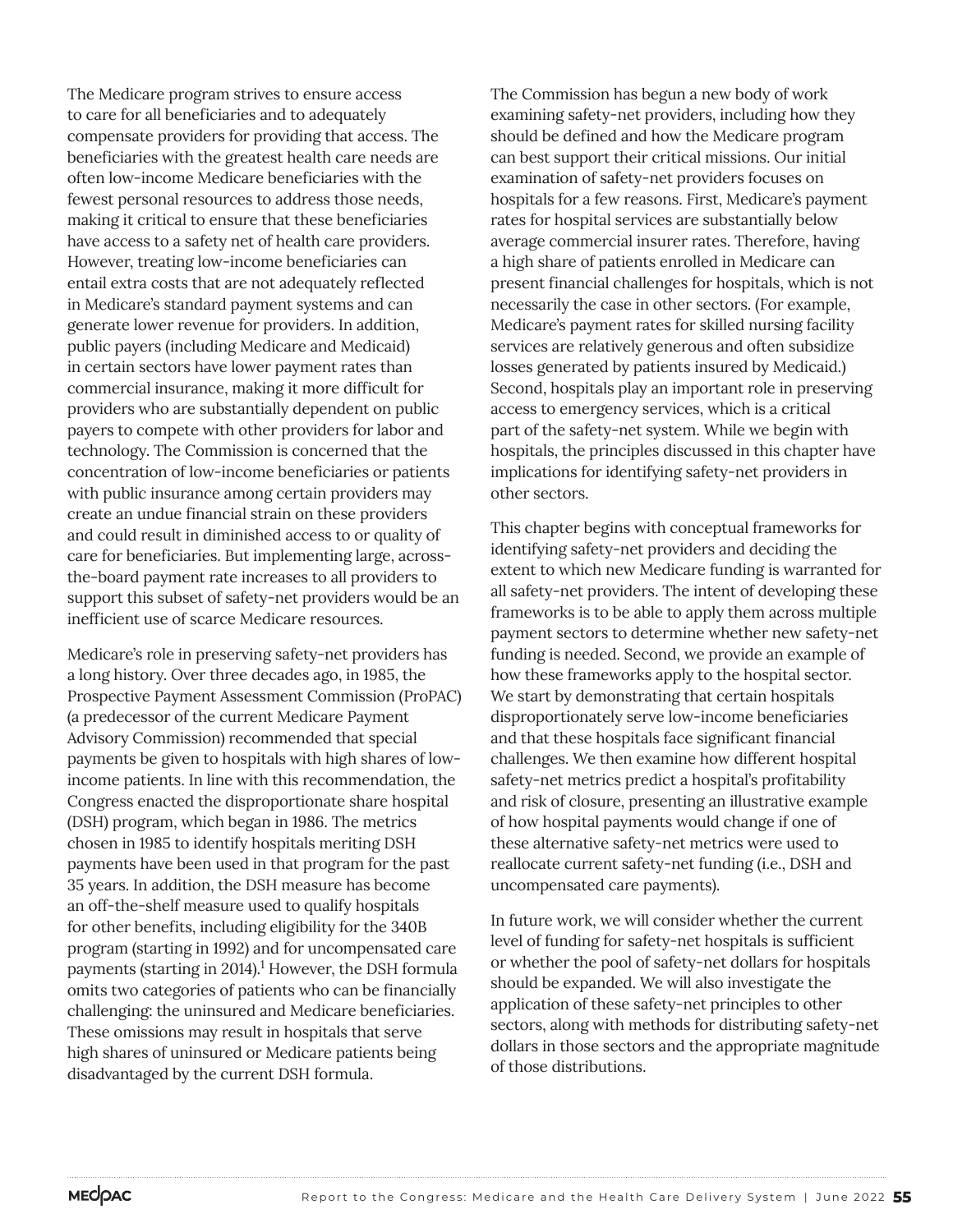The Medicare program strives to ensure access to care for all beneficiaries and to adequately compensate providers for providing that access. The beneficiaries with the greatest health care needs are often low-income Medicare beneficiaries with the fewest personal resources to address those needs, making it critical to ensure that these beneficiaries have access to a safety net of health care providers. However, treating low-income beneficiaries can entail extra costs that are not adequately reflected in Medicare's standard payment systems and can generate lower revenue for providers. In addition, public payers (including Medicare and Medicaid) in certain sectors have lower payment rates than commercial insurance, making it more difficult for providers who are substantially dependent on public payers to compete with other providers for labor and technology. The Commission is concerned that the concentration of low-income beneficiaries or patients with public insurance among certain providers may create an undue financial strain on these providers and could result in diminished access to or quality of care for beneficiaries. But implementing large, across-the-board payment rate increases to all providers to support this subset of safety-net providers would be an inefficient use of scarce Medicare resources.

Medicare's role in preserving safety-net providers has a long history. Over three decades ago, in 1985, the Prospective Payment Assessment Commission (ProPAC) (a predecessor of the current Medicare Payment Advisory Commission) recommended that special payments be given to hospitals with high shares of low-income patients. In line with this recommendation, the Congress enacted the disproportionate share hospital (DSH) program, which began in 1986. The metrics chosen in 1985 to identify hospitals meriting DSH payments have been used in that program for the past 35 years. In addition, the DSH measure has become an off-the-shelf measure used to qualify hospitals for other benefits, including eligibility for the 340B program (starting in 1992) and for uncompensated care payments (starting in 2014).[1] However, the DSH formula omits two categories of patients who can be financially challenging: the uninsured and Medicare beneficiaries. These omissions may result in hospitals that serve high shares of uninsured or Medicare patients being disadvantaged by the current DSH formula.

The Commission has begun a new body of work examining safety-net providers, including how they should be defined and how the Medicare program can best support their critical missions. Our initial examination of safety-net providers focuses on hospitals for a few reasons. First, Medicare's payment rates for hospital services are substantially below average commercial insurer rates. Therefore, having a high share of patients enrolled in Medicare can present financial challenges for hospitals, which is not necessarily the case in other sectors. (For example, Medicare's payment rates for skilled nursing facility services are relatively generous and often subsidize losses generated by patients insured by Medicaid.) Second, hospitals play an important role in preserving access to emergency services, which is a critical part of the safety-net system. While we begin with hospitals, the principles discussed in this chapter have implications for identifying safety-net providers in other sectors.

This chapter begins with conceptual frameworks for identifying safety-net providers and deciding the extent to which new Medicare funding is warranted for all safety-net providers. The intent of developing these frameworks is to be able to apply them across multiple payment sectors to determine whether new safety-net funding is needed. Second, we provide an example of how these frameworks apply to the hospital sector. We start by demonstrating that certain hospitals disproportionately serve low-income beneficiaries and that these hospitals face significant financial challenges. We then examine how different hospital safety-net metrics predict a hospital's profitability and risk of closure, presenting an illustrative example of how hospital payments would change if one of these alternative safety-net metrics were used to reallocate current safety-net funding (i.e., DSH and uncompensated care payments).

In future work, we will consider whether the current level of funding for safety-net hospitals is sufficient or whether the pool of safety-net dollars for hospitals should be expanded. We will also investigate the application of these safety-net principles to other sectors, along with methods for distributing safety-net dollars in those sectors and the appropriate magnitude of those distributions.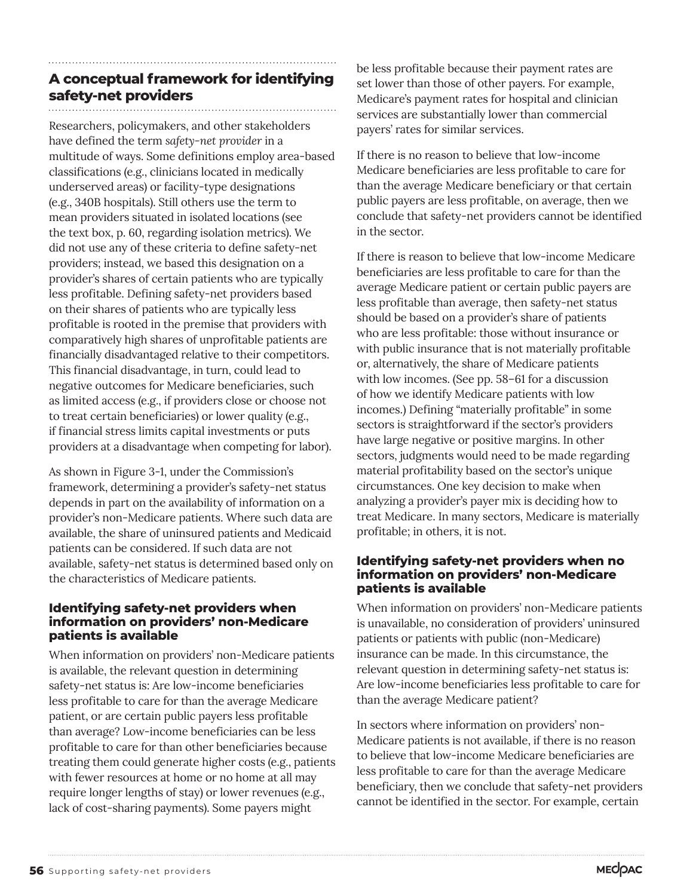## A conceptual framework for identifying safety-net providers

Researchers, policymakers, and other stakeholders have defined the term *safety-net provider* in a multitude of ways. Some definitions employ area-based classifications (e.g., clinicians located in medically underserved areas) or facility-type designations (e.g., 340B hospitals). Still others use the term to mean providers situated in isolated locations (see the text box, p. 60, regarding isolation metrics). We did not use any of these criteria to define safety-net providers; instead, we based this designation on a provider's shares of certain patients who are typically less profitable. Defining safety-net providers based on their shares of patients who are typically less profitable is rooted in the premise that providers with comparatively high shares of unprofitable patients are financially disadvantaged relative to their competitors. This financial disadvantage, in turn, could lead to negative outcomes for Medicare beneficiaries, such as limited access (e.g., if providers close or choose not to treat certain beneficiaries) or lower quality (e.g., if financial stress limits capital investments or puts providers at a disadvantage when competing for labor).

As shown in Figure 3-1, under the Commission's framework, determining a provider's safety-net status depends in part on the availability of information on a provider's non-Medicare patients. Where such data are available, the share of uninsured patients and Medicaid patients can be considered. If such data are not available, safety-net status is determined based only on the characteristics of Medicare patients.

### Identifying safety-net providers when information on providers' non-Medicare patients is available

When information on providers' non-Medicare patients is available, the relevant question in determining safety-net status is: Are low-income beneficiaries less profitable to care for than the average Medicare patient, or are certain public payers less profitable than average? Low-income beneficiaries can be less profitable to care for than other beneficiaries because treating them could generate higher costs (e.g., patients with fewer resources at home or no home at all may require longer lengths of stay) or lower revenues (e.g., lack of cost-sharing payments). Some payers might be less profitable because their payment rates are set lower than those of other payers. For example, Medicare's payment rates for hospital and clinician services are substantially lower than commercial payers' rates for similar services.

If there is no reason to believe that low-income Medicare beneficiaries are less profitable to care for than the average Medicare beneficiary or that certain public payers are less profitable, on average, then we conclude that safety-net providers cannot be identified in the sector.

If there is reason to believe that low-income Medicare beneficiaries are less profitable to care for than the average Medicare patient or certain public payers are less profitable than average, then safety-net status should be based on a provider's share of patients who are less profitable: those without insurance or with public insurance that is not materially profitable or, alternatively, the share of Medicare patients with low incomes. (See pp. 58–61 for a discussion of how we identify Medicare patients with low incomes.) Defining "materially profitable" in some sectors is straightforward if the sector's providers have large negative or positive margins. In other sectors, judgments would need to be made regarding material profitability based on the sector's unique circumstances. One key decision to make when analyzing a provider's payer mix is deciding how to treat Medicare. In many sectors, Medicare is materially profitable; in others, it is not.

### Identifying safety-net providers when no information on providers' non-Medicare patients is available

When information on providers' non-Medicare patients is unavailable, no consideration of providers' uninsured patients or patients with public (non-Medicare) insurance can be made. In this circumstance, the relevant question in determining safety-net status is: Are low-income beneficiaries less profitable to care for than the average Medicare patient?

In sectors where information on providers' non-Medicare patients is not available, if there is no reason to believe that low-income Medicare beneficiaries are less profitable to care for than the average Medicare beneficiary, then we conclude that safety-net providers cannot be identified in the sector. For example, certain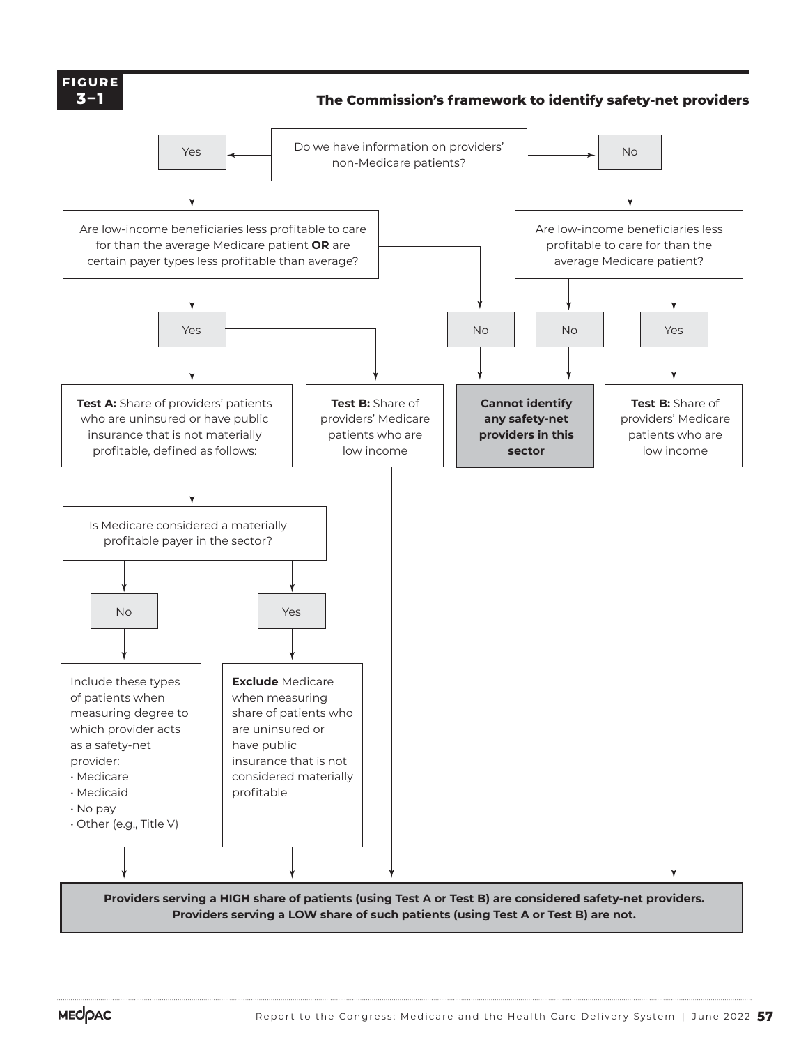**FIGURE 3–1**

**The Commission's framework to identify safety-net providers**

Do we have information on providers' non-Medicare patients?

- **Yes** → Are low-income beneficiaries less profitable to care for than the average Medicare patient **OR** are certain payer types less profitable than average?
  - **Yes** →
    - **Test A:** Share of providers' patients who are uninsured or have public insurance that is not materially profitable, defined as follows:
      - Is Medicare considered a materially profitable payer in the sector?
        - **No** → Include these types of patients when measuring degree to which provider acts as a safety-net provider:
          - Medicare
          - Medicaid
          - No pay
          - Other (e.g., Title V)
        - **Yes** → **Exclude** Medicare when measuring share of patients who are uninsured or have public insurance that is not considered materially profitable
    - **Test B:** Share of providers' Medicare patients who are low income
  - **No** → **Cannot identify any safety-net providers in this sector**
- **No** → Are low-income beneficiaries less profitable to care for than the average Medicare patient?
  - **No** → **Cannot identify any safety-net providers in this sector**
  - **Yes** → **Test B:** Share of providers' Medicare patients who are low income

**Providers serving a HIGH share of patients (using Test A or Test B) are considered safety-net providers. Providers serving a LOW share of such patients (using Test A or Test B) are not.**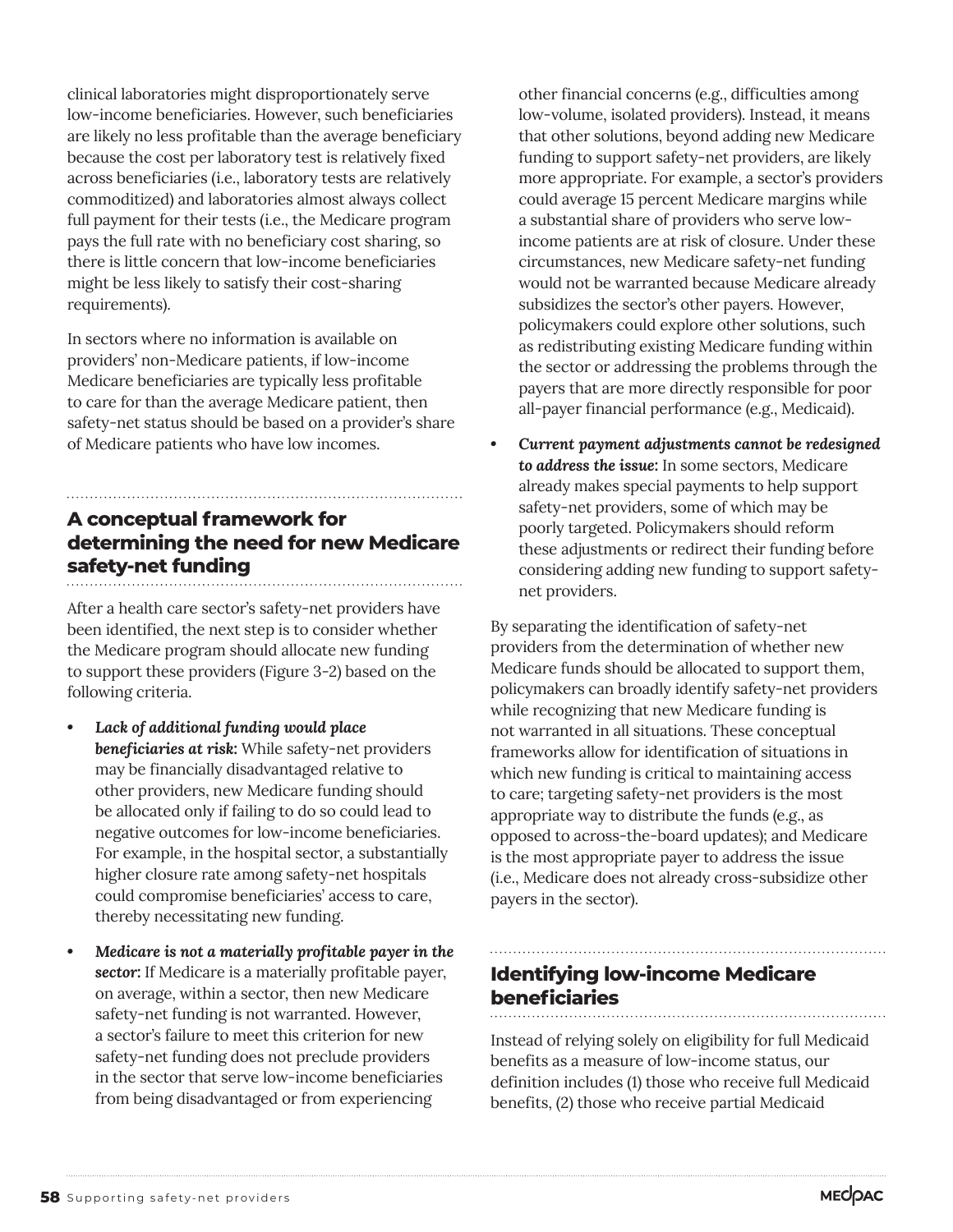clinical laboratories might disproportionately serve low-income beneficiaries. However, such beneficiaries are likely no less profitable than the average beneficiary because the cost per laboratory test is relatively fixed across beneficiaries (i.e., laboratory tests are relatively commoditized) and laboratories almost always collect full payment for their tests (i.e., the Medicare program pays the full rate with no beneficiary cost sharing, so there is little concern that low-income beneficiaries might be less likely to satisfy their cost-sharing requirements).

In sectors where no information is available on providers' non-Medicare patients, if low-income Medicare beneficiaries are typically less profitable to care for than the average Medicare patient, then safety-net status should be based on a provider's share of Medicare patients who have low incomes.

## A conceptual framework for determining the need for new Medicare safety-net funding

After a health care sector's safety-net providers have been identified, the next step is to consider whether the Medicare program should allocate new funding to support these providers (Figure 3-2) based on the following criteria.

- ***Lack of additional funding would place beneficiaries at risk:*** While safety-net providers may be financially disadvantaged relative to other providers, new Medicare funding should be allocated only if failing to do so could lead to negative outcomes for low-income beneficiaries. For example, in the hospital sector, a substantially higher closure rate among safety-net hospitals could compromise beneficiaries' access to care, thereby necessitating new funding.
- ***Medicare is not a materially profitable payer in the sector:*** If Medicare is a materially profitable payer, on average, within a sector, then new Medicare safety-net funding is not warranted. However, a sector's failure to meet this criterion for new safety-net funding does not preclude providers in the sector that serve low-income beneficiaries from being disadvantaged or from experiencing other financial concerns (e.g., difficulties among low-volume, isolated providers). Instead, it means that other solutions, beyond adding new Medicare funding to support safety-net providers, are likely more appropriate. For example, a sector's providers could average 15 percent Medicare margins while a substantial share of providers who serve low-income patients are at risk of closure. Under these circumstances, new Medicare safety-net funding would not be warranted because Medicare already subsidizes the sector's other payers. However, policymakers could explore other solutions, such as redistributing existing Medicare funding within the sector or addressing the problems through the payers that are more directly responsible for poor all-payer financial performance (e.g., Medicaid).
- ***Current payment adjustments cannot be redesigned to address the issue:*** In some sectors, Medicare already makes special payments to help support safety-net providers, some of which may be poorly targeted. Policymakers should reform these adjustments or redirect their funding before considering adding new funding to support safety-net providers.

By separating the identification of safety-net providers from the determination of whether new Medicare funds should be allocated to support them, policymakers can broadly identify safety-net providers while recognizing that new Medicare funding is not warranted in all situations. These conceptual frameworks allow for identification of situations in which new funding is critical to maintaining access to care; targeting safety-net providers is the most appropriate way to distribute the funds (e.g., as opposed to across-the-board updates); and Medicare is the most appropriate payer to address the issue (i.e., Medicare does not already cross-subsidize other payers in the sector).

## Identifying low-income Medicare beneficiaries

Instead of relying solely on eligibility for full Medicaid benefits as a measure of low-income status, our definition includes (1) those who receive full Medicaid benefits, (2) those who receive partial Medicaid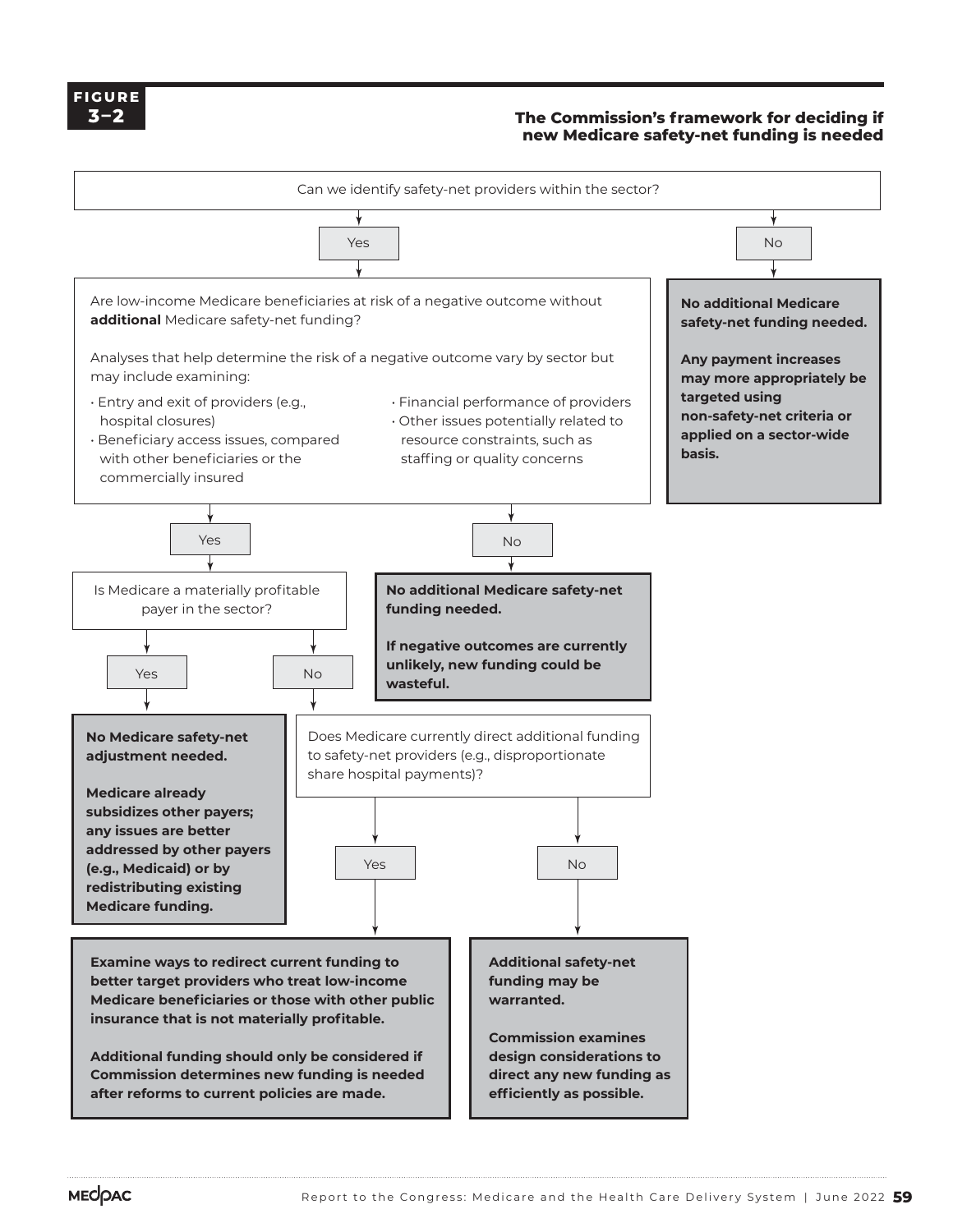**FIGURE 3–2**

**The Commission's framework for deciding if new Medicare safety-net funding is needed**

Can we identify safety-net providers within the sector?

- **No** → **No additional Medicare safety-net funding needed.**

  **Any payment increases may more appropriately be targeted using non-safety-net criteria or applied on a sector-wide basis.**

- **Yes** → Are low-income Medicare beneficiaries at risk of a negative outcome without **additional** Medicare safety-net funding?

  Analyses that help determine the risk of a negative outcome vary by sector but may include examining:

  - Entry and exit of providers (e.g., hospital closures)
  - Beneficiary access issues, compared with other beneficiaries or the commercially insured
  - Financial performance of providers
  - Other issues potentially related to resource constraints, such as staffing or quality concerns

  - **No** → **No additional Medicare safety-net funding needed.**

    **If negative outcomes are currently unlikely, new funding could be wasteful.**

  - **Yes** → Is Medicare a materially profitable payer in the sector?

    - **Yes** → **No Medicare safety-net adjustment needed.**

      **Medicare already subsidizes other payers; any issues are better addressed by other payers (e.g., Medicaid) or by redistributing existing Medicare funding.**

    - **No** → Does Medicare currently direct additional funding to safety-net providers (e.g., disproportionate share hospital payments)?

      - **Yes** → **Examine ways to redirect current funding to better target providers who treat low-income Medicare beneficiaries or those with other public insurance that is not materially profitable.**

        **Additional funding should only be considered if Commission determines new funding is needed after reforms to current policies are made.**

      - **No** → **Additional safety-net funding may be warranted.**

        **Commission examines design considerations to direct any new funding as efficiently as possible.**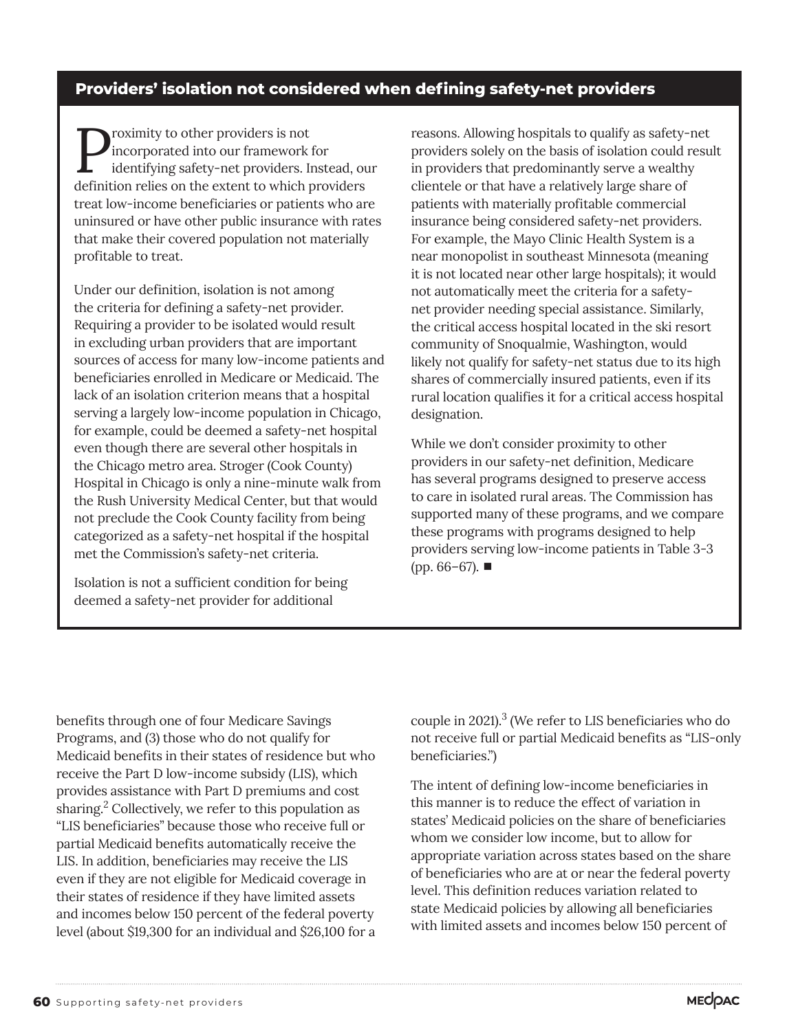## Providers' isolation not considered when defining safety-net providers

Proximity to other providers is not incorporated into our framework for identifying safety-net providers. Instead, our definition relies on the extent to which providers treat low-income beneficiaries or patients who are uninsured or have other public insurance with rates that make their covered population not materially profitable to treat.

Under our definition, isolation is not among the criteria for defining a safety-net provider. Requiring a provider to be isolated would result in excluding urban providers that are important sources of access for many low-income patients and beneficiaries enrolled in Medicare or Medicaid. The lack of an isolation criterion means that a hospital serving a largely low-income population in Chicago, for example, could be deemed a safety-net hospital even though there are several other hospitals in the Chicago metro area. Stroger (Cook County) Hospital in Chicago is only a nine-minute walk from the Rush University Medical Center, but that would not preclude the Cook County facility from being categorized as a safety-net hospital if the hospital met the Commission's safety-net criteria.

Isolation is not a sufficient condition for being deemed a safety-net provider for additional reasons. Allowing hospitals to qualify as safety-net providers solely on the basis of isolation could result in providers that predominantly serve a wealthy clientele or that have a relatively large share of patients with materially profitable commercial insurance being considered safety-net providers. For example, the Mayo Clinic Health System is a near monopolist in southeast Minnesota (meaning it is not located near other large hospitals); it would not automatically meet the criteria for a safety-net provider needing special assistance. Similarly, the critical access hospital located in the ski resort community of Snoqualmie, Washington, would likely not qualify for safety-net status due to its high shares of commercially insured patients, even if its rural location qualifies it for a critical access hospital designation.

While we don't consider proximity to other providers in our safety-net definition, Medicare has several programs designed to preserve access to care in isolated rural areas. The Commission has supported many of these programs, and we compare these programs with programs designed to help providers serving low-income patients in Table 3-3 (pp. 66–67). ■

benefits through one of four Medicare Savings Programs, and (3) those who do not qualify for Medicaid benefits in their states of residence but who receive the Part D low-income subsidy (LIS), which provides assistance with Part D premiums and cost sharing.[2] Collectively, we refer to this population as "LIS beneficiaries" because those who receive full or partial Medicaid benefits automatically receive the LIS. In addition, beneficiaries may receive the LIS even if they are not eligible for Medicaid coverage in their states of residence if they have limited assets and incomes below 150 percent of the federal poverty level (about $19,300 for an individual and $26,100 for a couple in 2021).[3] (We refer to LIS beneficiaries who do not receive full or partial Medicaid benefits as "LIS-only beneficiaries.")

The intent of defining low-income beneficiaries in this manner is to reduce the effect of variation in states' Medicaid policies on the share of beneficiaries whom we consider low income, but to allow for appropriate variation across states based on the share of beneficiaries who are at or near the federal poverty level. This definition reduces variation related to state Medicaid policies by allowing all beneficiaries with limited assets and incomes below 150 percent of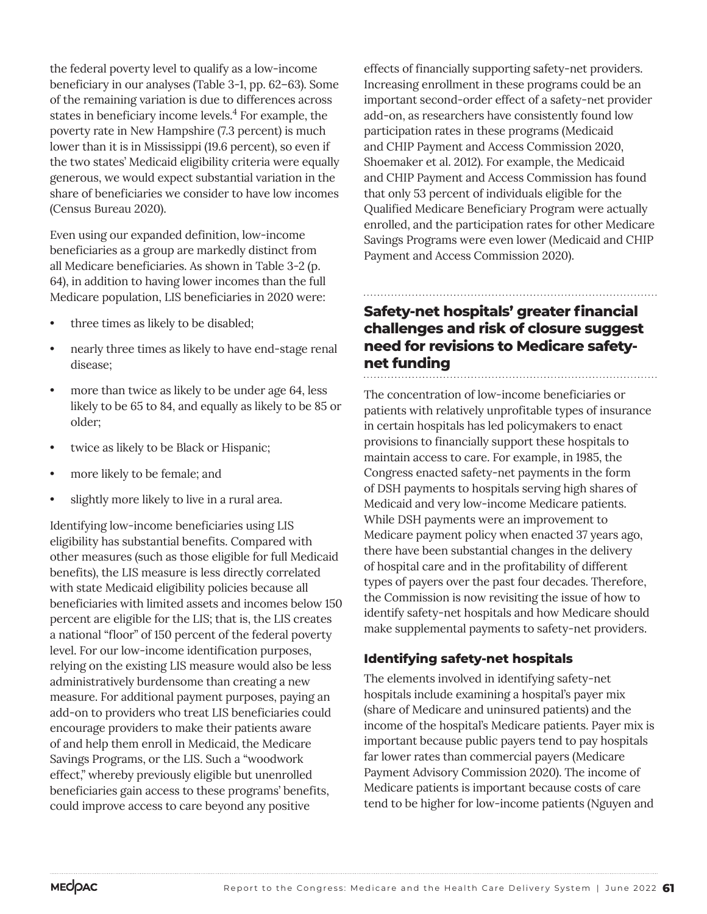the federal poverty level to qualify as a low-income beneficiary in our analyses (Table 3-1, pp. 62–63). Some of the remaining variation is due to differences across states in beneficiary income levels.[4] For example, the poverty rate in New Hampshire (7.3 percent) is much lower than it is in Mississippi (19.6 percent), so even if the two states' Medicaid eligibility criteria were equally generous, we would expect substantial variation in the share of beneficiaries we consider to have low incomes (Census Bureau 2020).

Even using our expanded definition, low-income beneficiaries as a group are markedly distinct from all Medicare beneficiaries. As shown in Table 3-2 (p. 64), in addition to having lower incomes than the full Medicare population, LIS beneficiaries in 2020 were:

- three times as likely to be disabled;
- nearly three times as likely to have end-stage renal disease;
- more than twice as likely to be under age 64, less likely to be 65 to 84, and equally as likely to be 85 or older;
- twice as likely to be Black or Hispanic;
- more likely to be female; and
- slightly more likely to live in a rural area.

Identifying low-income beneficiaries using LIS eligibility has substantial benefits. Compared with other measures (such as those eligible for full Medicaid benefits), the LIS measure is less directly correlated with state Medicaid eligibility policies because all beneficiaries with limited assets and incomes below 150 percent are eligible for the LIS; that is, the LIS creates a national "floor" of 150 percent of the federal poverty level. For our low-income identification purposes, relying on the existing LIS measure would also be less administratively burdensome than creating a new measure. For additional payment purposes, paying an add-on to providers who treat LIS beneficiaries could encourage providers to make their patients aware of and help them enroll in Medicaid, the Medicare Savings Programs, or the LIS. Such a "woodwork effect," whereby previously eligible but unenrolled beneficiaries gain access to these programs' benefits, could improve access to care beyond any positive effects of financially supporting safety-net providers. Increasing enrollment in these programs could be an important second-order effect of a safety-net provider add-on, as researchers have consistently found low participation rates in these programs (Medicaid and CHIP Payment and Access Commission 2020, Shoemaker et al. 2012). For example, the Medicaid and CHIP Payment and Access Commission has found that only 53 percent of individuals eligible for the Qualified Medicare Beneficiary Program were actually enrolled, and the participation rates for other Medicare Savings Programs were even lower (Medicaid and CHIP Payment and Access Commission 2020).

## Safety-net hospitals' greater financial challenges and risk of closure suggest need for revisions to Medicare safety-net funding

The concentration of low-income beneficiaries or patients with relatively unprofitable types of insurance in certain hospitals has led policymakers to enact provisions to financially support these hospitals to maintain access to care. For example, in 1985, the Congress enacted safety-net payments in the form of DSH payments to hospitals serving high shares of Medicaid and very low-income Medicare patients. While DSH payments were an improvement to Medicare payment policy when enacted 37 years ago, there have been substantial changes in the delivery of hospital care and in the profitability of different types of payers over the past four decades. Therefore, the Commission is now revisiting the issue of how to identify safety-net hospitals and how Medicare should make supplemental payments to safety-net providers.

### Identifying safety-net hospitals

The elements involved in identifying safety-net hospitals include examining a hospital's payer mix (share of Medicare and uninsured patients) and the income of the hospital's Medicare patients. Payer mix is important because public payers tend to pay hospitals far lower rates than commercial payers (Medicare Payment Advisory Commission 2020). The income of Medicare patients is important because costs of care tend to be higher for low-income patients (Nguyen and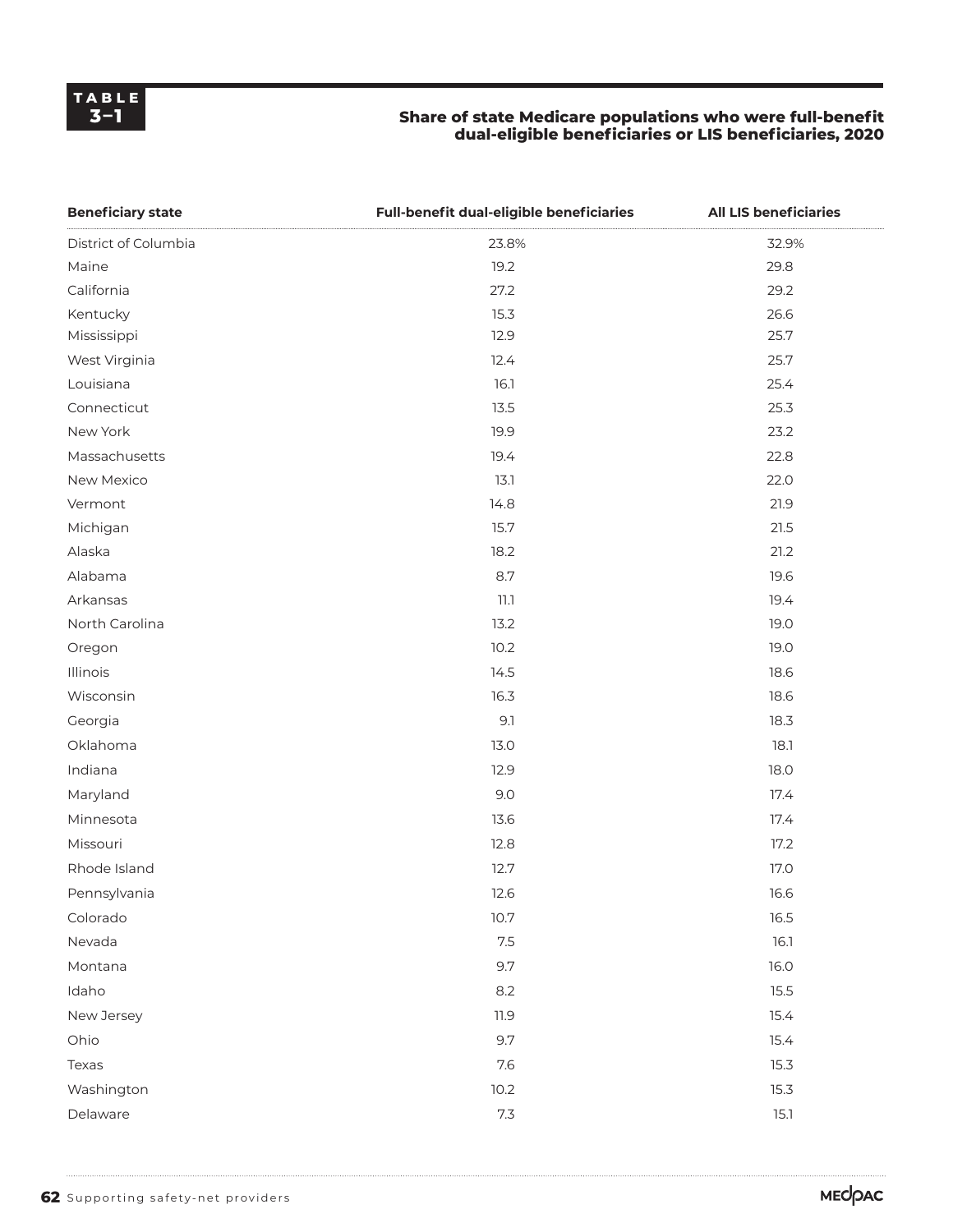**TABLE 3–1**

**Share of state Medicare populations who were full-benefit dual-eligible beneficiaries or LIS beneficiaries, 2020**

| Beneficiary state | Full-benefit dual-eligible beneficiaries | All LIS beneficiaries |
|---|---|---|
| District of Columbia | 23.8% | 32.9% |
| Maine | 19.2 | 29.8 |
| California | 27.2 | 29.2 |
| Kentucky | 15.3 | 26.6 |
| Mississippi | 12.9 | 25.7 |
| West Virginia | 12.4 | 25.7 |
| Louisiana | 16.1 | 25.4 |
| Connecticut | 13.5 | 25.3 |
| New York | 19.9 | 23.2 |
| Massachusetts | 19.4 | 22.8 |
| New Mexico | 13.1 | 22.0 |
| Vermont | 14.8 | 21.9 |
| Michigan | 15.7 | 21.5 |
| Alaska | 18.2 | 21.2 |
| Alabama | 8.7 | 19.6 |
| Arkansas | 11.1 | 19.4 |
| North Carolina | 13.2 | 19.0 |
| Oregon | 10.2 | 19.0 |
| Illinois | 14.5 | 18.6 |
| Wisconsin | 16.3 | 18.6 |
| Georgia | 9.1 | 18.3 |
| Oklahoma | 13.0 | 18.1 |
| Indiana | 12.9 | 18.0 |
| Maryland | 9.0 | 17.4 |
| Minnesota | 13.6 | 17.4 |
| Missouri | 12.8 | 17.2 |
| Rhode Island | 12.7 | 17.0 |
| Pennsylvania | 12.6 | 16.6 |
| Colorado | 10.7 | 16.5 |
| Nevada | 7.5 | 16.1 |
| Montana | 9.7 | 16.0 |
| Idaho | 8.2 | 15.5 |
| New Jersey | 11.9 | 15.4 |
| Ohio | 9.7 | 15.4 |
| Texas | 7.6 | 15.3 |
| Washington | 10.2 | 15.3 |
| Delaware | 7.3 | 15.1 |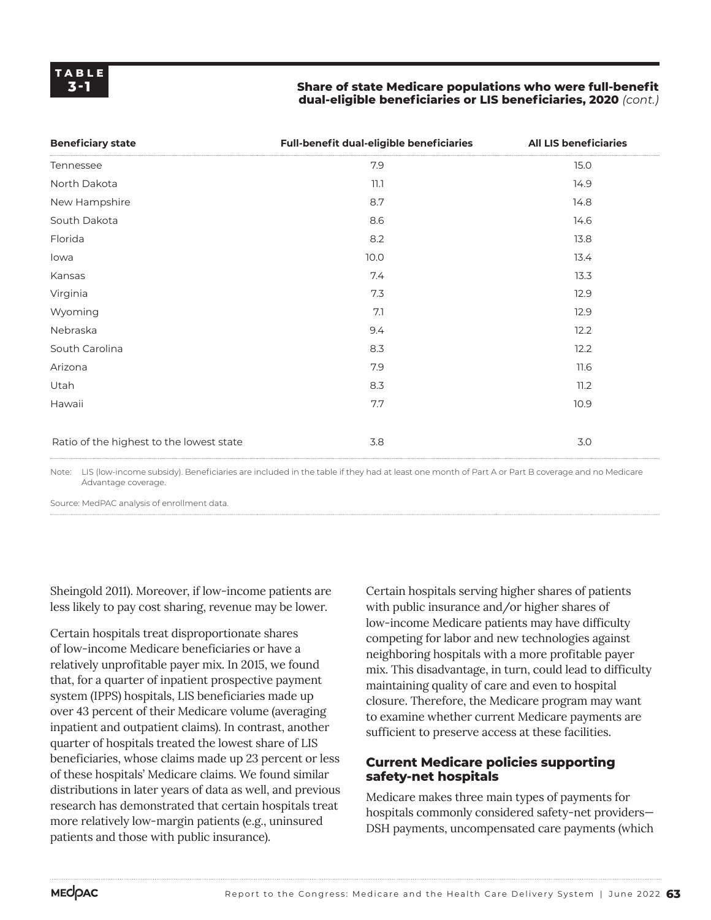**TABLE 3-1**

**Share of state Medicare populations who were full-benefit dual-eligible beneficiaries or LIS beneficiaries, 2020** *(cont.)*

| Beneficiary state | Full-benefit dual-eligible beneficiaries | All LIS beneficiaries |
|---|---|---|
| Tennessee | 7.9 | 15.0 |
| North Dakota | 11.1 | 14.9 |
| New Hampshire | 8.7 | 14.8 |
| South Dakota | 8.6 | 14.6 |
| Florida | 8.2 | 13.8 |
| Iowa | 10.0 | 13.4 |
| Kansas | 7.4 | 13.3 |
| Virginia | 7.3 | 12.9 |
| Wyoming | 7.1 | 12.9 |
| Nebraska | 9.4 | 12.2 |
| South Carolina | 8.3 | 12.2 |
| Arizona | 7.9 | 11.6 |
| Utah | 8.3 | 11.2 |
| Hawaii | 7.7 | 10.9 |
| Ratio of the highest to the lowest state | 3.8 | 3.0 |

Note: LIS (low-income subsidy). Beneficiaries are included in the table if they had at least one month of Part A or Part B coverage and no Medicare Advantage coverage.

Source: MedPAC analysis of enrollment data.

Sheingold 2011). Moreover, if low-income patients are less likely to pay cost sharing, revenue may be lower.

Certain hospitals treat disproportionate shares of low-income Medicare beneficiaries or have a relatively unprofitable payer mix. In 2015, we found that, for a quarter of inpatient prospective payment system (IPPS) hospitals, LIS beneficiaries made up over 43 percent of their Medicare volume (averaging inpatient and outpatient claims). In contrast, another quarter of hospitals treated the lowest share of LIS beneficiaries, whose claims made up 23 percent or less of these hospitals' Medicare claims. We found similar distributions in later years of data as well, and previous research has demonstrated that certain hospitals treat more relatively low-margin patients (e.g., uninsured patients and those with public insurance).

Certain hospitals serving higher shares of patients with public insurance and/or higher shares of low-income Medicare patients may have difficulty competing for labor and new technologies against neighboring hospitals with a more profitable payer mix. This disadvantage, in turn, could lead to difficulty maintaining quality of care and even to hospital closure. Therefore, the Medicare program may want to examine whether current Medicare payments are sufficient to preserve access at these facilities.

### Current Medicare policies supporting safety-net hospitals

Medicare makes three main types of payments for hospitals commonly considered safety-net providers—DSH payments, uncompensated care payments (which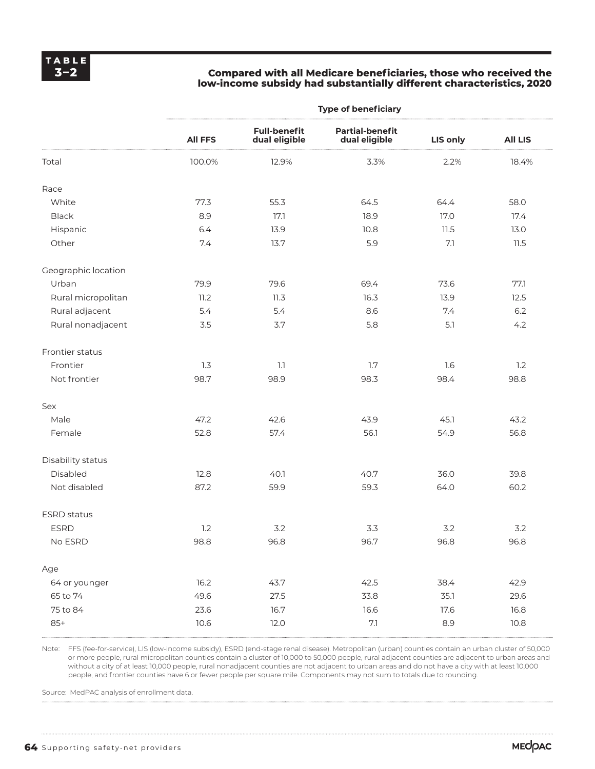**TABLE 3–2**

**Compared with all Medicare beneficiaries, those who received the low-income subsidy had substantially different characteristics, 2020**

| | Type of beneficiary | | | | |
|---|---|---|---|---|---|
| | **All FFS** | **Full-benefit dual eligible** | **Partial-benefit dual eligible** | **LIS only** | **All LIS** |
| Total | 100.0% | 12.9% | 3.3% | 2.2% | 18.4% |
| Race | | | | | |
| White | 77.3 | 55.3 | 64.5 | 64.4 | 58.0 |
| Black | 8.9 | 17.1 | 18.9 | 17.0 | 17.4 |
| Hispanic | 6.4 | 13.9 | 10.8 | 11.5 | 13.0 |
| Other | 7.4 | 13.7 | 5.9 | 7.1 | 11.5 |
| Geographic location | | | | | |
| Urban | 79.9 | 79.6 | 69.4 | 73.6 | 77.1 |
| Rural micropolitan | 11.2 | 11.3 | 16.3 | 13.9 | 12.5 |
| Rural adjacent | 5.4 | 5.4 | 8.6 | 7.4 | 6.2 |
| Rural nonadjacent | 3.5 | 3.7 | 5.8 | 5.1 | 4.2 |
| Frontier status | | | | | |
| Frontier | 1.3 | 1.1 | 1.7 | 1.6 | 1.2 |
| Not frontier | 98.7 | 98.9 | 98.3 | 98.4 | 98.8 |
| Sex | | | | | |
| Male | 47.2 | 42.6 | 43.9 | 45.1 | 43.2 |
| Female | 52.8 | 57.4 | 56.1 | 54.9 | 56.8 |
| Disability status | | | | | |
| Disabled | 12.8 | 40.1 | 40.7 | 36.0 | 39.8 |
| Not disabled | 87.2 | 59.9 | 59.3 | 64.0 | 60.2 |
| ESRD status | | | | | |
| ESRD | 1.2 | 3.2 | 3.3 | 3.2 | 3.2 |
| No ESRD | 98.8 | 96.8 | 96.7 | 96.8 | 96.8 |
| Age | | | | | |
| 64 or younger | 16.2 | 43.7 | 42.5 | 38.4 | 42.9 |
| 65 to 74 | 49.6 | 27.5 | 33.8 | 35.1 | 29.6 |
| 75 to 84 | 23.6 | 16.7 | 16.6 | 17.6 | 16.8 |
| 85+ | 10.6 | 12.0 | 7.1 | 8.9 | 10.8 |

Note: FFS (fee-for-service), LIS (low-income subsidy), ESRD (end-stage renal disease). Metropolitan (urban) counties contain an urban cluster of 50,000 or more people, rural micropolitan counties contain a cluster of 10,000 to 50,000 people, rural adjacent counties are adjacent to urban areas and without a city of at least 10,000 people, rural nonadjacent counties are not adjacent to urban areas and do not have a city with at least 10,000 people, and frontier counties have 6 or fewer people per square mile. Components may not sum to totals due to rounding.

Source: MedPAC analysis of enrollment data.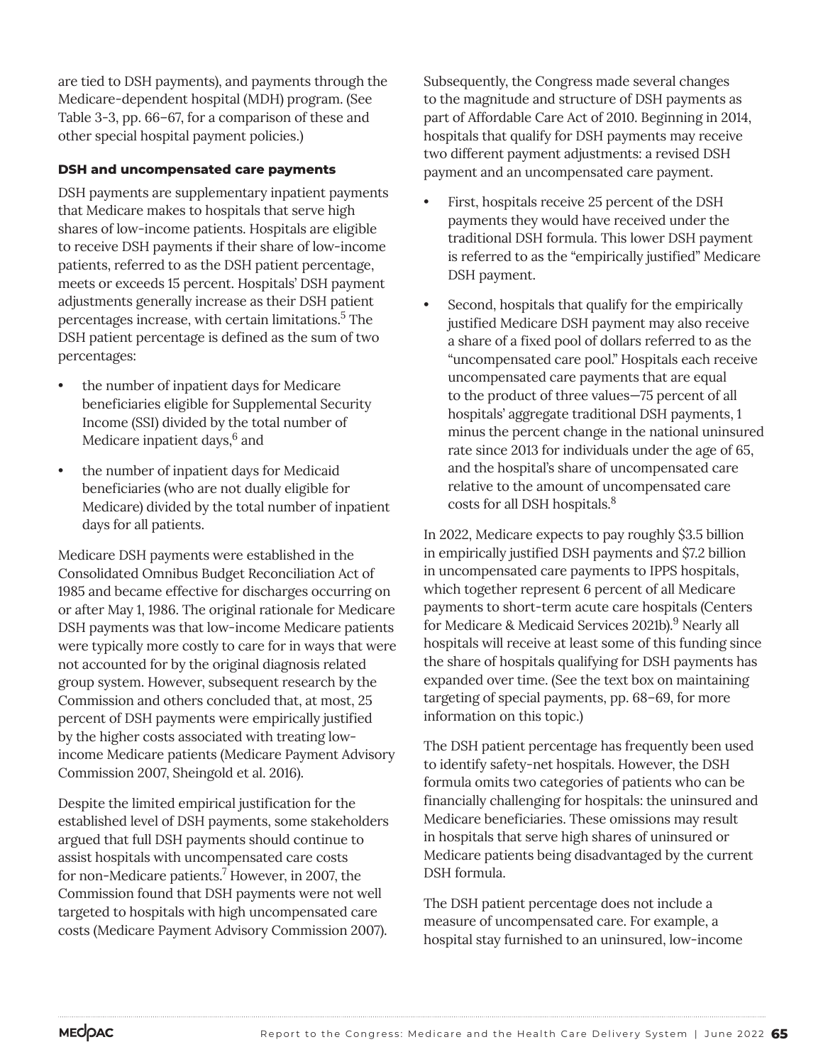are tied to DSH payments), and payments through the Medicare-dependent hospital (MDH) program. (See Table 3-3, pp. 66–67, for a comparison of these and other special hospital payment policies.)

#### DSH and uncompensated care payments

DSH payments are supplementary inpatient payments that Medicare makes to hospitals that serve high shares of low-income patients. Hospitals are eligible to receive DSH payments if their share of low-income patients, referred to as the DSH patient percentage, meets or exceeds 15 percent. Hospitals' DSH payment adjustments generally increase as their DSH patient percentages increase, with certain limitations.[5] The DSH patient percentage is defined as the sum of two percentages:

- the number of inpatient days for Medicare beneficiaries eligible for Supplemental Security Income (SSI) divided by the total number of Medicare inpatient days,[6] and
- the number of inpatient days for Medicaid beneficiaries (who are not dually eligible for Medicare) divided by the total number of inpatient days for all patients.

Medicare DSH payments were established in the Consolidated Omnibus Budget Reconciliation Act of 1985 and became effective for discharges occurring on or after May 1, 1986. The original rationale for Medicare DSH payments was that low-income Medicare patients were typically more costly to care for in ways that were not accounted for by the original diagnosis related group system. However, subsequent research by the Commission and others concluded that, at most, 25 percent of DSH payments were empirically justified by the higher costs associated with treating low-income Medicare patients (Medicare Payment Advisory Commission 2007, Sheingold et al. 2016).

Despite the limited empirical justification for the established level of DSH payments, some stakeholders argued that full DSH payments should continue to assist hospitals with uncompensated care costs for non-Medicare patients.[7] However, in 2007, the Commission found that DSH payments were not well targeted to hospitals with high uncompensated care costs (Medicare Payment Advisory Commission 2007).

Subsequently, the Congress made several changes to the magnitude and structure of DSH payments as part of Affordable Care Act of 2010. Beginning in 2014, hospitals that qualify for DSH payments may receive two different payment adjustments: a revised DSH payment and an uncompensated care payment.

- First, hospitals receive 25 percent of the DSH payments they would have received under the traditional DSH formula. This lower DSH payment is referred to as the "empirically justified" Medicare DSH payment.
- Second, hospitals that qualify for the empirically justified Medicare DSH payment may also receive a share of a fixed pool of dollars referred to as the "uncompensated care pool." Hospitals each receive uncompensated care payments that are equal to the product of three values—75 percent of all hospitals' aggregate traditional DSH payments, 1 minus the percent change in the national uninsured rate since 2013 for individuals under the age of 65, and the hospital's share of uncompensated care relative to the amount of uncompensated care costs for all DSH hospitals.[8]

In 2022, Medicare expects to pay roughly $3.5 billion in empirically justified DSH payments and $7.2 billion in uncompensated care payments to IPPS hospitals, which together represent 6 percent of all Medicare payments to short-term acute care hospitals (Centers for Medicare & Medicaid Services 2021b).[9] Nearly all hospitals will receive at least some of this funding since the share of hospitals qualifying for DSH payments has expanded over time. (See the text box on maintaining targeting of special payments, pp. 68–69, for more information on this topic.)

The DSH patient percentage has frequently been used to identify safety-net hospitals. However, the DSH formula omits two categories of patients who can be financially challenging for hospitals: the uninsured and Medicare beneficiaries. These omissions may result in hospitals that serve high shares of uninsured or Medicare patients being disadvantaged by the current DSH formula.

The DSH patient percentage does not include a measure of uncompensated care. For example, a hospital stay furnished to an uninsured, low-income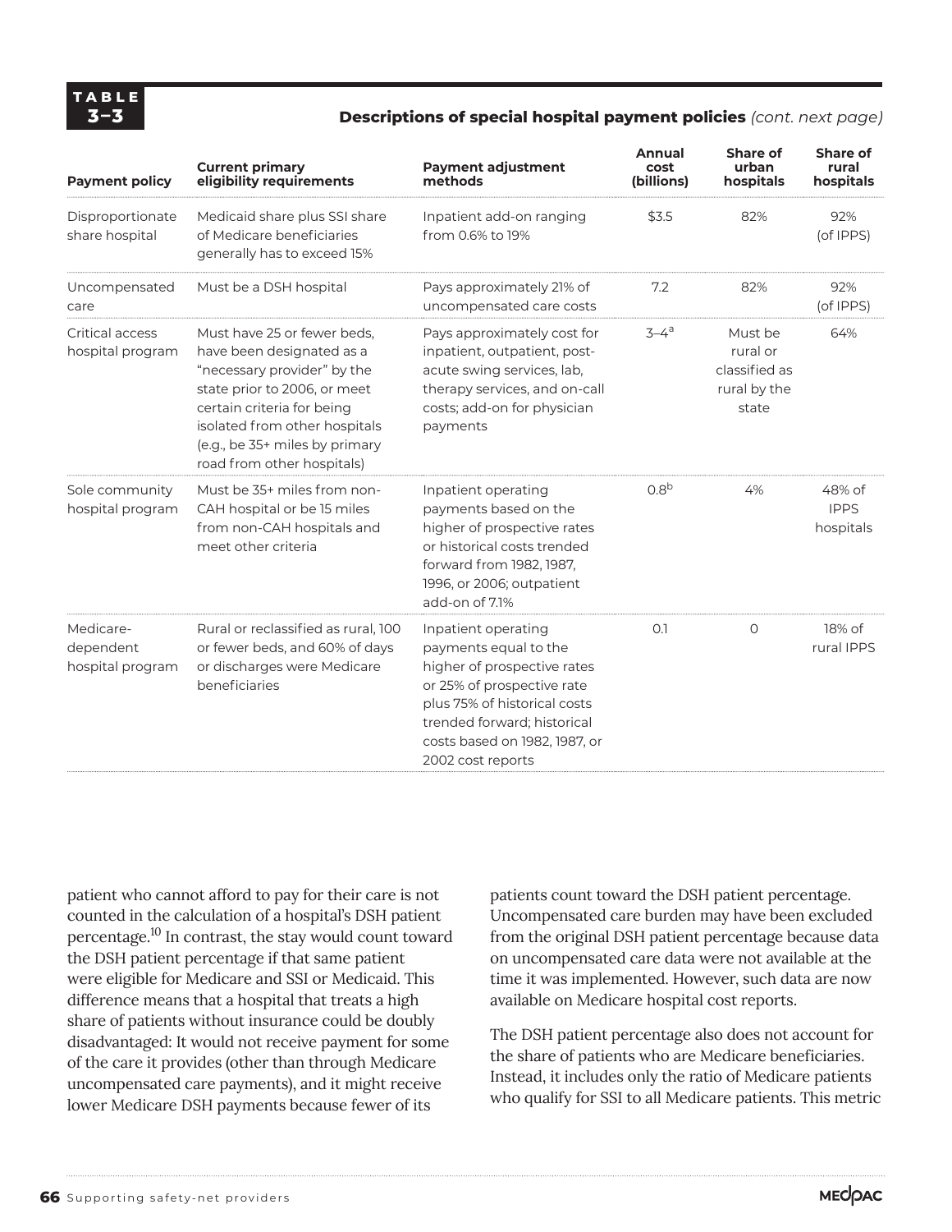**TABLE 3–3**

**Descriptions of special hospital payment policies** *(cont. next page)*

| Payment policy | Current primary eligibility requirements | Payment adjustment methods | Annual cost (billions) | Share of urban hospitals | Share of rural hospitals |
|---|---|---|---|---|---|
| Disproportionate share hospital | Medicaid share plus SSI share of Medicare beneficiaries generally has to exceed 15% | Inpatient add-on ranging from 0.6% to 19% | $3.5 | 82% | 92% (of IPPS) |
| Uncompensated care | Must be a DSH hospital | Pays approximately 21% of uncompensated care costs | 7.2 | 82% | 92% (of IPPS) |
| Critical access hospital program | Must have 25 or fewer beds, have been designated as a "necessary provider" by the state prior to 2006, or meet certain criteria for being isolated from other hospitals (e.g., be 35+ miles by primary road from other hospitals) | Pays approximately cost for inpatient, outpatient, post-acute swing services, lab, therapy services, and on-call costs; add-on for physician payments | 3–4[a] | Must be rural or classified as rural by the state | 64% |
| Sole community hospital program | Must be 35+ miles from non-CAH hospital or be 15 miles from non-CAH hospitals and meet other criteria | Inpatient operating payments based on the higher of prospective rates or historical costs trended forward from 1982, 1987, 1996, or 2006; outpatient add-on of 7.1% | 0.8[b] | 4% | 48% of IPPS hospitals |
| Medicare-dependent hospital program | Rural or reclassified as rural, 100 or fewer beds, and 60% of days or discharges were Medicare beneficiaries | Inpatient operating payments equal to the higher of prospective rates or 25% of prospective rate plus 75% of historical costs trended forward; historical costs based on 1982, 1987, or 2002 cost reports | 0.1 | 0 | 18% of rural IPPS |

patient who cannot afford to pay for their care is not counted in the calculation of a hospital's DSH patient percentage.[10] In contrast, the stay would count toward the DSH patient percentage if that same patient were eligible for Medicare and SSI or Medicaid. This difference means that a hospital that treats a high share of patients without insurance could be doubly disadvantaged: It would not receive payment for some of the care it provides (other than through Medicare uncompensated care payments), and it might receive lower Medicare DSH payments because fewer of its patients count toward the DSH patient percentage. Uncompensated care burden may have been excluded from the original DSH patient percentage because data on uncompensated care data were not available at the time it was implemented. However, such data are now available on Medicare hospital cost reports.

The DSH patient percentage also does not account for the share of patients who are Medicare beneficiaries. Instead, it includes only the ratio of Medicare patients who qualify for SSI to all Medicare patients. This metric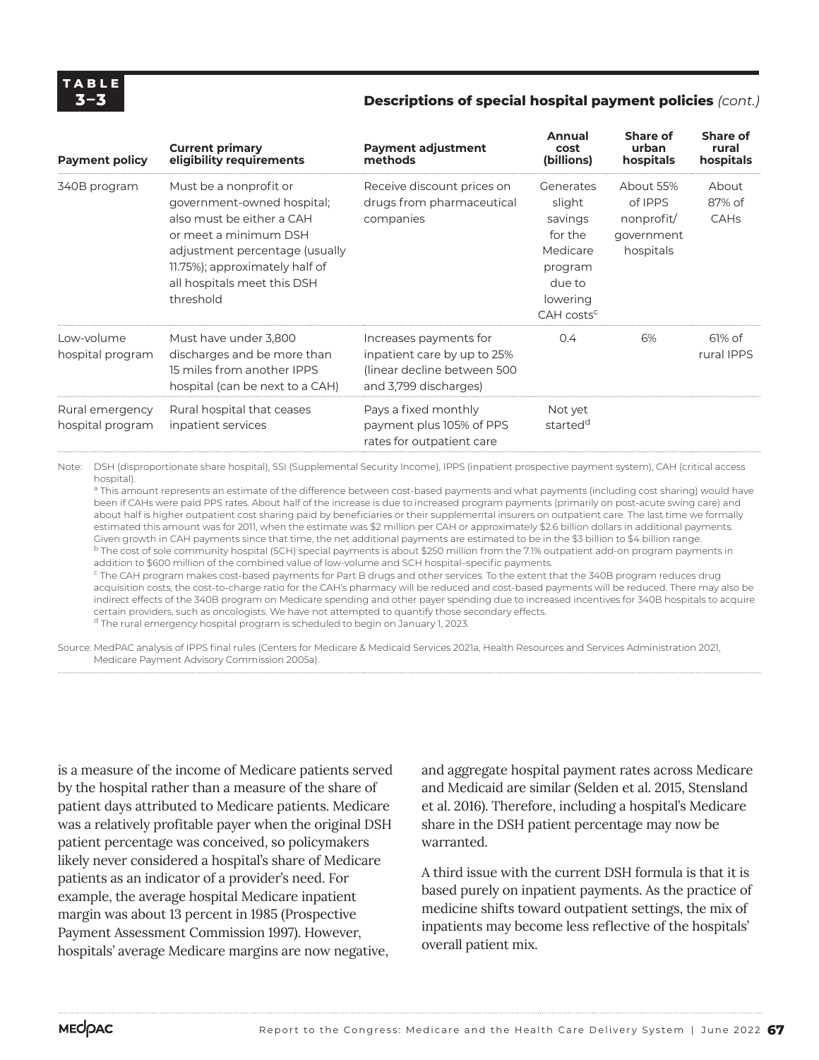**TABLE 3–3**

**Descriptions of special hospital payment policies** *(cont.)*

| Payment policy | Current primary eligibility requirements | Payment adjustment methods | Annual cost (billions) | Share of urban hospitals | Share of rural hospitals |
|---|---|---|---|---|---|
| 340B program | Must be a nonprofit or government-owned hospital; also must be either a CAH or meet a minimum DSH adjustment percentage (usually 11.75%); approximately half of all hospitals meet this DSH threshold | Receive discount prices on drugs from pharmaceutical companies | Generates slight savings for the Medicare program due to lowering CAH costs[c] | About 55% of IPPS nonprofit/ government hospitals | About 87% of CAHs |
| Low-volume hospital program | Must have under 3,800 discharges and be more than 15 miles from another IPPS hospital (can be next to a CAH) | Increases payments for inpatient care by up to 25% (linear decline between 500 and 3,799 discharges) | 0.4 | 6% | 61% of rural IPPS |
| Rural emergency hospital program | Rural hospital that ceases inpatient services | Pays a fixed monthly payment plus 105% of PPS rates for outpatient care | Not yet started[d] | | |

Note: DSH (disproportionate share hospital), SSI (Supplemental Security Income), IPPS (inpatient prospective payment system), CAH (critical access hospital).

[a] This amount represents an estimate of the difference between cost-based payments and what payments (including cost sharing) would have been if CAHs were paid PPS rates. About half of the increase is due to increased program payments (primarily on post-acute swing care) and about half is higher outpatient cost sharing paid by beneficiaries or their supplemental insurers on outpatient care. The last time we formally estimated this amount was for 2011, when the estimate was $2 million per CAH or approximately $2.6 billion dollars in additional payments. Given growth in CAH payments since that time, the net additional payments are estimated to be in the $3 billion to $4 billion range.

[b] The cost of sole community hospital (SCH) special payments is about $250 million from the 7.1% outpatient add-on program payments in addition to $600 million of the combined value of low-volume and SCH hospital–specific payments.

[c] The CAH program makes cost-based payments for Part B drugs and other services. To the extent that the 340B program reduces drug acquisition costs, the cost-to-charge ratio for the CAH's pharmacy will be reduced and cost-based payments will be reduced. There may also be indirect effects of the 340B program on Medicare spending and other payer spending due to increased incentives for 340B hospitals to acquire certain providers, such as oncologists. We have not attempted to quantify those secondary effects.

[d] The rural emergency hospital program is scheduled to begin on January 1, 2023.

Source: MedPAC analysis of IPPS final rules (Centers for Medicare & Medicaid Services 2021a, Health Resources and Services Administration 2021, Medicare Payment Advisory Commission 2005a).

is a measure of the income of Medicare patients served by the hospital rather than a measure of the share of patient days attributed to Medicare patients. Medicare was a relatively profitable payer when the original DSH patient percentage was conceived, so policymakers likely never considered a hospital's share of Medicare patients as an indicator of a provider's need. For example, the average hospital Medicare inpatient margin was about 13 percent in 1985 (Prospective Payment Assessment Commission 1997). However, hospitals' average Medicare margins are now negative, and aggregate hospital payment rates across Medicare and Medicaid are similar (Selden et al. 2015, Stensland et al. 2016). Therefore, including a hospital's Medicare share in the DSH patient percentage may now be warranted.

A third issue with the current DSH formula is that it is based purely on inpatient payments. As the practice of medicine shifts toward outpatient settings, the mix of inpatients may become less reflective of the hospitals' overall patient mix.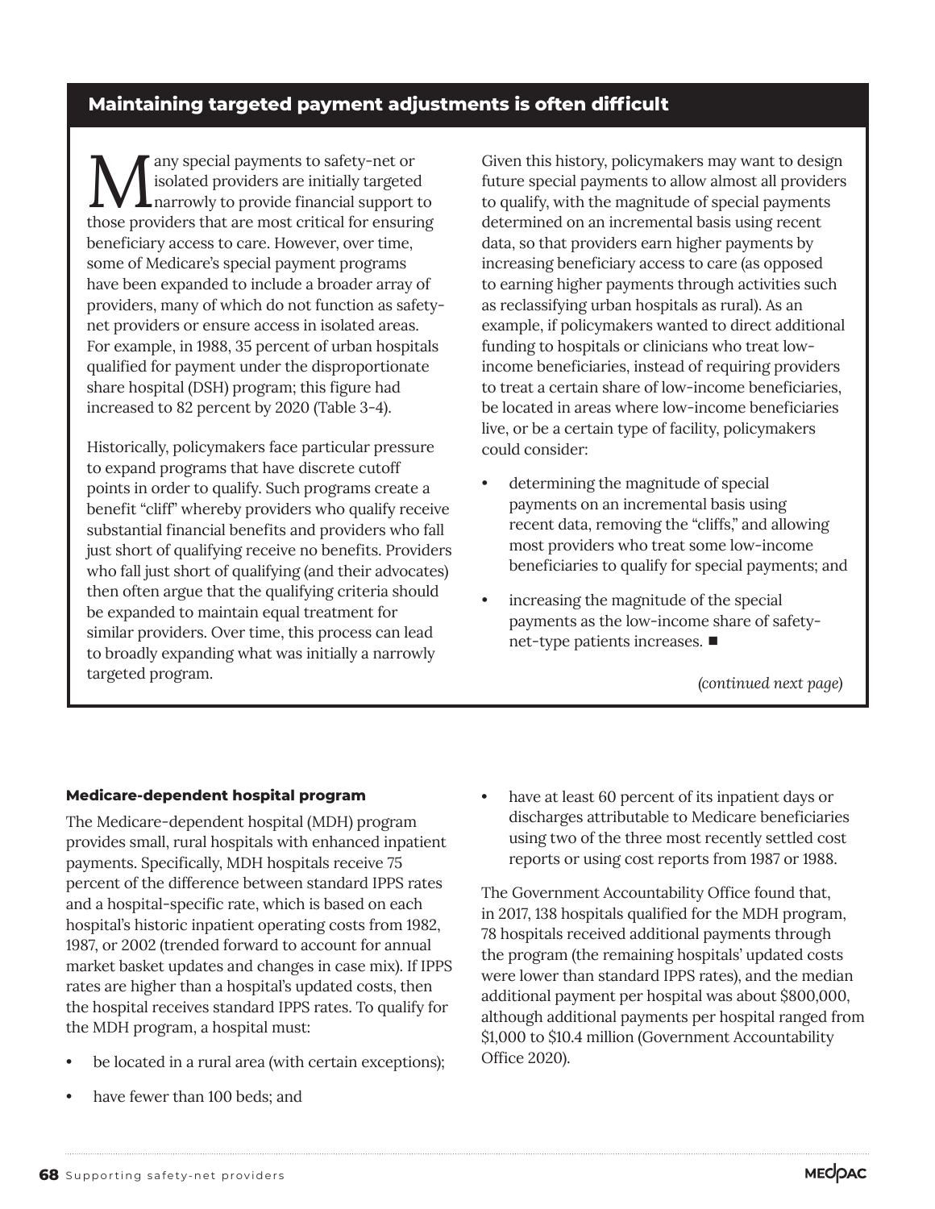## Maintaining targeted payment adjustments is often difficult

Many special payments to safety-net or isolated providers are initially targeted narrowly to provide financial support to those providers that are most critical for ensuring beneficiary access to care. However, over time, some of Medicare's special payment programs have been expanded to include a broader array of providers, many of which do not function as safety-net providers or ensure access in isolated areas. For example, in 1988, 35 percent of urban hospitals qualified for payment under the disproportionate share hospital (DSH) program; this figure had increased to 82 percent by 2020 (Table 3-4).

Historically, policymakers face particular pressure to expand programs that have discrete cutoff points in order to qualify. Such programs create a benefit "cliff" whereby providers who qualify receive substantial financial benefits and providers who fall just short of qualifying receive no benefits. Providers who fall just short of qualifying (and their advocates) then often argue that the qualifying criteria should be expanded to maintain equal treatment for similar providers. Over time, this process can lead to broadly expanding what was initially a narrowly targeted program.

Given this history, policymakers may want to design future special payments to allow almost all providers to qualify, with the magnitude of special payments determined on an incremental basis using recent data, so that providers earn higher payments by increasing beneficiary access to care (as opposed to earning higher payments through activities such as reclassifying urban hospitals as rural). As an example, if policymakers wanted to direct additional funding to hospitals or clinicians who treat low-income beneficiaries, instead of requiring providers to treat a certain share of low-income beneficiaries, be located in areas where low-income beneficiaries live, or be a certain type of facility, policymakers could consider:

- determining the magnitude of special payments on an incremental basis using recent data, removing the "cliffs," and allowing most providers who treat some low-income beneficiaries to qualify for special payments; and
- increasing the magnitude of the special payments as the low-income share of safety-net-type patients increases. ■

*(continued next page)*

#### Medicare-dependent hospital program

The Medicare-dependent hospital (MDH) program provides small, rural hospitals with enhanced inpatient payments. Specifically, MDH hospitals receive 75 percent of the difference between standard IPPS rates and a hospital-specific rate, which is based on each hospital's historic inpatient operating costs from 1982, 1987, or 2002 (trended forward to account for annual market basket updates and changes in case mix). If IPPS rates are higher than a hospital's updated costs, then the hospital receives standard IPPS rates. To qualify for the MDH program, a hospital must:

- be located in a rural area (with certain exceptions);
- have fewer than 100 beds; and
- have at least 60 percent of its inpatient days or discharges attributable to Medicare beneficiaries using two of the three most recently settled cost reports or using cost reports from 1987 or 1988.

The Government Accountability Office found that, in 2017, 138 hospitals qualified for the MDH program, 78 hospitals received additional payments through the program (the remaining hospitals' updated costs were lower than standard IPPS rates), and the median additional payment per hospital was about $800,000, although additional payments per hospital ranged from $1,000 to $10.4 million (Government Accountability Office 2020).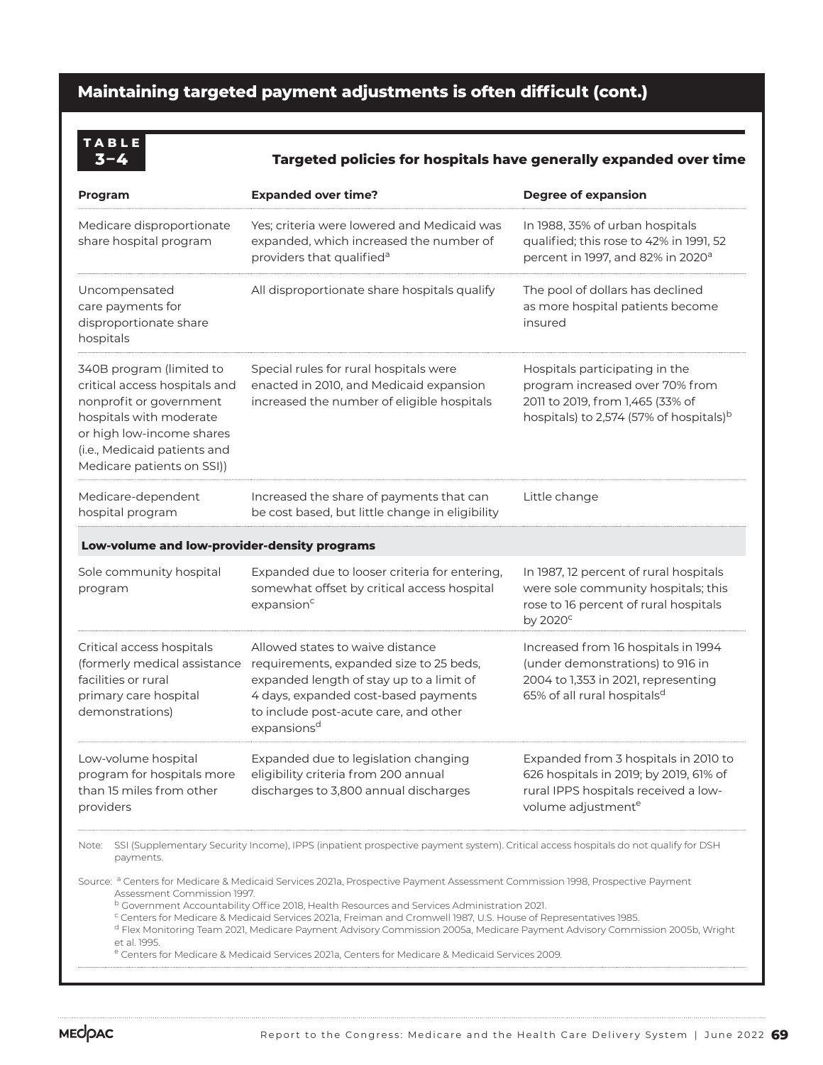## Maintaining targeted payment adjustments is often difficult (cont.)

**TABLE 3–4**

**Targeted policies for hospitals have generally expanded over time**

| Program | Expanded over time? | Degree of expansion |
|---|---|---|
| Medicare disproportionate share hospital program | Yes; criteria were lowered and Medicaid was expanded, which increased the number of providers that qualified[a] | In 1988, 35% of urban hospitals qualified; this rose to 42% in 1991, 52 percent in 1997, and 82% in 2020[a] |
| Uncompensated care payments for disproportionate share hospitals | All disproportionate share hospitals qualify | The pool of dollars has declined as more hospital patients become insured |
| 340B program (limited to critical access hospitals and nonprofit or government hospitals with moderate or high low-income shares (i.e., Medicaid patients and Medicare patients on SSI)) | Special rules for rural hospitals were enacted in 2010, and Medicaid expansion increased the number of eligible hospitals | Hospitals participating in the program increased over 70% from 2011 to 2019, from 1,465 (33% of hospitals) to 2,574 (57% of hospitals)[b] |
| Medicare-dependent hospital program | Increased the share of payments that can be cost based, but little change in eligibility | Little change |
| **Low-volume and low-provider-density programs** | | |
| Sole community hospital program | Expanded due to looser criteria for entering, somewhat offset by critical access hospital expansion[c] | In 1987, 12 percent of rural hospitals were sole community hospitals; this rose to 16 percent of rural hospitals by 2020[c] |
| Critical access hospitals (formerly medical assistance facilities or rural primary care hospital demonstrations) | Allowed states to waive distance requirements, expanded size to 25 beds, expanded length of stay up to a limit of 4 days, expanded cost-based payments to include post-acute care, and other expansions[d] | Increased from 16 hospitals in 1994 (under demonstrations) to 916 in 2004 to 1,353 in 2021, representing 65% of all rural hospitals[d] |
| Low-volume hospital program for hospitals more than 15 miles from other providers | Expanded due to legislation changing eligibility criteria from 200 annual discharges to 3,800 annual discharges | Expanded from 3 hospitals in 2010 to 626 hospitals in 2019; by 2019, 61% of rural IPPS hospitals received a low-volume adjustment[e] |

Note: SSI (Supplementary Security Income), IPPS (inpatient prospective payment system). Critical access hospitals do not qualify for DSH payments.

Source: [a] Centers for Medicare & Medicaid Services 2021a, Prospective Payment Assessment Commission 1998, Prospective Payment Assessment Commission 1997.
[b] Government Accountability Office 2018, Health Resources and Services Administration 2021.
[c] Centers for Medicare & Medicaid Services 2021a, Freiman and Cromwell 1987, U.S. House of Representatives 1985.
[d] Flex Monitoring Team 2021, Medicare Payment Advisory Commission 2005a, Medicare Payment Advisory Commission 2005b, Wright et al. 1995.
[e] Centers for Medicare & Medicaid Services 2021a, Centers for Medicare & Medicaid Services 2009.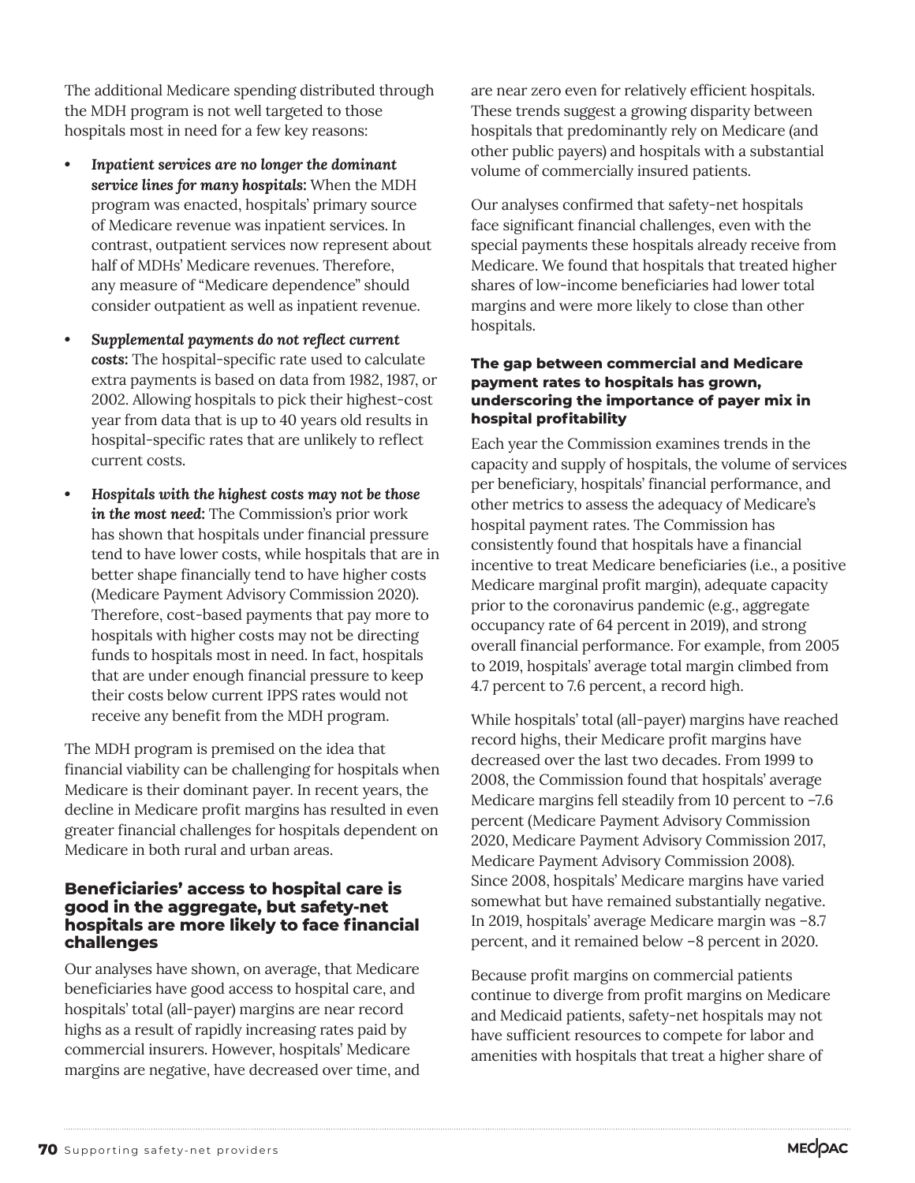The additional Medicare spending distributed through the MDH program is not well targeted to those hospitals most in need for a few key reasons:

- ***Inpatient services are no longer the dominant service lines for many hospitals:*** When the MDH program was enacted, hospitals' primary source of Medicare revenue was inpatient services. In contrast, outpatient services now represent about half of MDHs' Medicare revenues. Therefore, any measure of "Medicare dependence" should consider outpatient as well as inpatient revenue.
- ***Supplemental payments do not reflect current costs:*** The hospital-specific rate used to calculate extra payments is based on data from 1982, 1987, or 2002. Allowing hospitals to pick their highest-cost year from data that is up to 40 years old results in hospital-specific rates that are unlikely to reflect current costs.
- ***Hospitals with the highest costs may not be those in the most need:*** The Commission's prior work has shown that hospitals under financial pressure tend to have lower costs, while hospitals that are in better shape financially tend to have higher costs (Medicare Payment Advisory Commission 2020). Therefore, cost-based payments that pay more to hospitals with higher costs may not be directing funds to hospitals most in need. In fact, hospitals that are under enough financial pressure to keep their costs below current IPPS rates would not receive any benefit from the MDH program.

The MDH program is premised on the idea that financial viability can be challenging for hospitals when Medicare is their dominant payer. In recent years, the decline in Medicare profit margins has resulted in even greater financial challenges for hospitals dependent on Medicare in both rural and urban areas.

## Beneficiaries' access to hospital care is good in the aggregate, but safety-net hospitals are more likely to face financial challenges

Our analyses have shown, on average, that Medicare beneficiaries have good access to hospital care, and hospitals' total (all-payer) margins are near record highs as a result of rapidly increasing rates paid by commercial insurers. However, hospitals' Medicare margins are negative, have decreased over time, and are near zero even for relatively efficient hospitals. These trends suggest a growing disparity between hospitals that predominantly rely on Medicare (and other public payers) and hospitals with a substantial volume of commercially insured patients.

Our analyses confirmed that safety-net hospitals face significant financial challenges, even with the special payments these hospitals already receive from Medicare. We found that hospitals that treated higher shares of low-income beneficiaries had lower total margins and were more likely to close than other hospitals.

### The gap between commercial and Medicare payment rates to hospitals has grown, underscoring the importance of payer mix in hospital profitability

Each year the Commission examines trends in the capacity and supply of hospitals, the volume of services per beneficiary, hospitals' financial performance, and other metrics to assess the adequacy of Medicare's hospital payment rates. The Commission has consistently found that hospitals have a financial incentive to treat Medicare beneficiaries (i.e., a positive Medicare marginal profit margin), adequate capacity prior to the coronavirus pandemic (e.g., aggregate occupancy rate of 64 percent in 2019), and strong overall financial performance. For example, from 2005 to 2019, hospitals' average total margin climbed from 4.7 percent to 7.6 percent, a record high.

While hospitals' total (all-payer) margins have reached record highs, their Medicare profit margins have decreased over the last two decades. From 1999 to 2008, the Commission found that hospitals' average Medicare margins fell steadily from 10 percent to –7.6 percent (Medicare Payment Advisory Commission 2020, Medicare Payment Advisory Commission 2017, Medicare Payment Advisory Commission 2008). Since 2008, hospitals' Medicare margins have varied somewhat but have remained substantially negative. In 2019, hospitals' average Medicare margin was –8.7 percent, and it remained below –8 percent in 2020.

Because profit margins on commercial patients continue to diverge from profit margins on Medicare and Medicaid patients, safety-net hospitals may not have sufficient resources to compete for labor and amenities with hospitals that treat a higher share of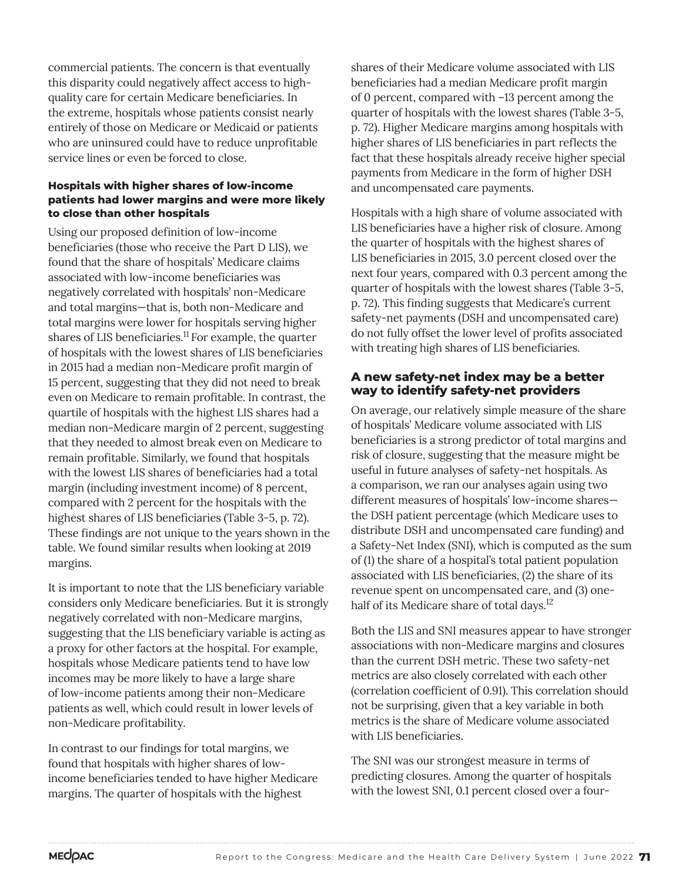commercial patients. The concern is that eventually this disparity could negatively affect access to high-quality care for certain Medicare beneficiaries. In the extreme, hospitals whose patients consist nearly entirely of those on Medicare or Medicaid or patients who are uninsured could have to reduce unprofitable service lines or even be forced to close.

#### Hospitals with higher shares of low-income patients had lower margins and were more likely to close than other hospitals

Using our proposed definition of low-income beneficiaries (those who receive the Part D LIS), we found that the share of hospitals' Medicare claims associated with low-income beneficiaries was negatively correlated with hospitals' non-Medicare and total margins—that is, both non-Medicare and total margins were lower for hospitals serving higher shares of LIS beneficiaries.[11] For example, the quarter of hospitals with the lowest shares of LIS beneficiaries in 2015 had a median non-Medicare profit margin of 15 percent, suggesting that they did not need to break even on Medicare to remain profitable. In contrast, the quartile of hospitals with the highest LIS shares had a median non-Medicare margin of 2 percent, suggesting that they needed to almost break even on Medicare to remain profitable. Similarly, we found that hospitals with the lowest LIS shares of beneficiaries had a total margin (including investment income) of 8 percent, compared with 2 percent for the hospitals with the highest shares of LIS beneficiaries (Table 3-5, p. 72). These findings are not unique to the years shown in the table. We found similar results when looking at 2019 margins.

It is important to note that the LIS beneficiary variable considers only Medicare beneficiaries. But it is strongly negatively correlated with non-Medicare margins, suggesting that the LIS beneficiary variable is acting as a proxy for other factors at the hospital. For example, hospitals whose Medicare patients tend to have low incomes may be more likely to have a large share of low-income patients among their non-Medicare patients as well, which could result in lower levels of non-Medicare profitability.

In contrast to our findings for total margins, we found that hospitals with higher shares of low-income beneficiaries tended to have higher Medicare margins. The quarter of hospitals with the highest shares of their Medicare volume associated with LIS beneficiaries had a median Medicare profit margin of 0 percent, compared with –13 percent among the quarter of hospitals with the lowest shares (Table 3-5, p. 72). Higher Medicare margins among hospitals with higher shares of LIS beneficiaries in part reflects the fact that these hospitals already receive higher special payments from Medicare in the form of higher DSH and uncompensated care payments.

Hospitals with a high share of volume associated with LIS beneficiaries have a higher risk of closure. Among the quarter of hospitals with the highest shares of LIS beneficiaries in 2015, 3.0 percent closed over the next four years, compared with 0.3 percent among the quarter of hospitals with the lowest shares (Table 3-5, p. 72). This finding suggests that Medicare's current safety-net payments (DSH and uncompensated care) do not fully offset the lower level of profits associated with treating high shares of LIS beneficiaries.

### A new safety-net index may be a better way to identify safety-net providers

On average, our relatively simple measure of the share of hospitals' Medicare volume associated with LIS beneficiaries is a strong predictor of total margins and risk of closure, suggesting that the measure might be useful in future analyses of safety-net hospitals. As a comparison, we ran our analyses again using two different measures of hospitals' low-income shares—the DSH patient percentage (which Medicare uses to distribute DSH and uncompensated care funding) and a Safety-Net Index (SNI), which is computed as the sum of (1) the share of a hospital's total patient population associated with LIS beneficiaries, (2) the share of its revenue spent on uncompensated care, and (3) one-half of its Medicare share of total days.[12]

Both the LIS and SNI measures appear to have stronger associations with non-Medicare margins and closures than the current DSH metric. These two safety-net metrics are also closely correlated with each other (correlation coefficient of 0.91). This correlation should not be surprising, given that a key variable in both metrics is the share of Medicare volume associated with LIS beneficiaries.

The SNI was our strongest measure in terms of predicting closures. Among the quarter of hospitals with the lowest SNI, 0.1 percent closed over a four-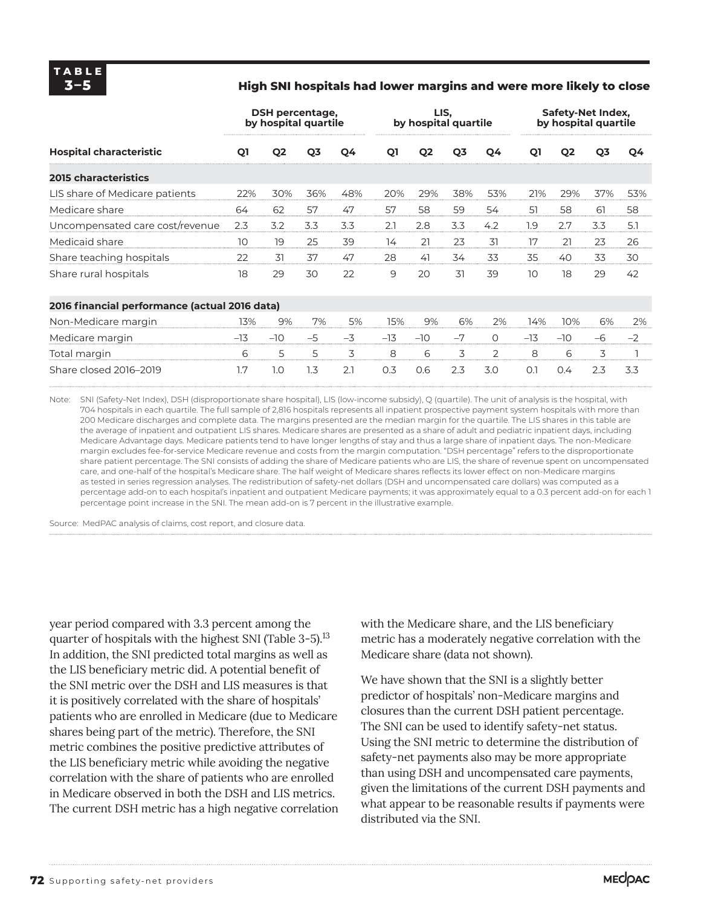**TABLE 3–5**

**High SNI hospitals had lower margins and were more likely to close**

| | DSH percentage, by hospital quartile | | | | LIS, by hospital quartile | | | | Safety-Net Index, by hospital quartile | | | |
|---|---|---|---|---|---|---|---|---|---|---|---|---|
| **Hospital characteristic** | **Q1** | **Q2** | **Q3** | **Q4** | **Q1** | **Q2** | **Q3** | **Q4** | **Q1** | **Q2** | **Q3** | **Q4** |
| **2015 characteristics** | | | | | | | | | | | | |
| LIS share of Medicare patients | 22% | 30% | 36% | 48% | 20% | 29% | 38% | 53% | 21% | 29% | 37% | 53% |
| Medicare share | 64 | 62 | 57 | 47 | 57 | 58 | 59 | 54 | 51 | 58 | 61 | 58 |
| Uncompensated care cost/revenue | 2.3 | 3.2 | 3.3 | 3.3 | 2.1 | 2.8 | 3.3 | 4.2 | 1.9 | 2.7 | 3.3 | 5.1 |
| Medicaid share | 10 | 19 | 25 | 39 | 14 | 21 | 23 | 31 | 17 | 21 | 23 | 26 |
| Share teaching hospitals | 22 | 31 | 37 | 47 | 28 | 41 | 34 | 33 | 35 | 40 | 33 | 30 |
| Share rural hospitals | 18 | 29 | 30 | 22 | 9 | 20 | 31 | 39 | 10 | 18 | 29 | 42 |
| **2016 financial performance (actual 2016 data)** | | | | | | | | | | | | |
| Non-Medicare margin | 13% | 9% | 7% | 5% | 15% | 9% | 6% | 2% | 14% | 10% | 6% | 2% |
| Medicare margin | –13 | –10 | –5 | –3 | –13 | –10 | –7 | 0 | –13 | –10 | –6 | –2 |
| Total margin | 6 | 5 | 5 | 3 | 8 | 6 | 3 | 2 | 8 | 6 | 3 | 1 |
| Share closed 2016–2019 | 1.7 | 1.0 | 1.3 | 2.1 | 0.3 | 0.6 | 2.3 | 3.0 | 0.1 | 0.4 | 2.3 | 3.3 |

Note: SNI (Safety-Net Index), DSH (disproportionate share hospital), LIS (low-income subsidy), Q (quartile). The unit of analysis is the hospital, with 704 hospitals in each quartile. The full sample of 2,816 hospitals represents all inpatient prospective payment system hospitals with more than 200 Medicare discharges and complete data. The margins presented are the median margin for the quartile. The LIS shares in this table are the average of inpatient and outpatient LIS shares. Medicare shares are presented as a share of adult and pediatric inpatient days, including Medicare Advantage days. Medicare patients tend to have longer lengths of stay and thus a large share of inpatient days. The non-Medicare margin excludes fee-for-service Medicare revenue and costs from the margin computation. "DSH percentage" refers to the disproportionate share patient percentage. The SNI consists of adding the share of Medicare patients who are LIS, the share of revenue spent on uncompensated care, and one-half of the hospital's Medicare share. The half weight of Medicare shares reflects its lower effect on non-Medicare margins as tested in series regression analyses. The redistribution of safety-net dollars (DSH and uncompensated care dollars) was computed as a percentage add-on to each hospital's inpatient and outpatient Medicare payments; it was approximately equal to a 0.3 percent add-on for each 1 percentage point increase in the SNI. The mean add-on is 7 percent in the illustrative example.

Source: MedPAC analysis of claims, cost report, and closure data.

year period compared with 3.3 percent among the quarter of hospitals with the highest SNI (Table 3-5).[13] In addition, the SNI predicted total margins as well as the LIS beneficiary metric did. A potential benefit of the SNI metric over the DSH and LIS measures is that it is positively correlated with the share of hospitals' patients who are enrolled in Medicare (due to Medicare shares being part of the metric). Therefore, the SNI metric combines the positive predictive attributes of the LIS beneficiary metric while avoiding the negative correlation with the share of patients who are enrolled in Medicare observed in both the DSH and LIS metrics. The current DSH metric has a high negative correlation with the Medicare share, and the LIS beneficiary metric has a moderately negative correlation with the Medicare share (data not shown).

We have shown that the SNI is a slightly better predictor of hospitals' non-Medicare margins and closures than the current DSH patient percentage. The SNI can be used to identify safety-net status. Using the SNI metric to determine the distribution of safety-net payments also may be more appropriate than using DSH and uncompensated care payments, given the limitations of the current DSH payments and what appear to be reasonable results if payments were distributed via the SNI.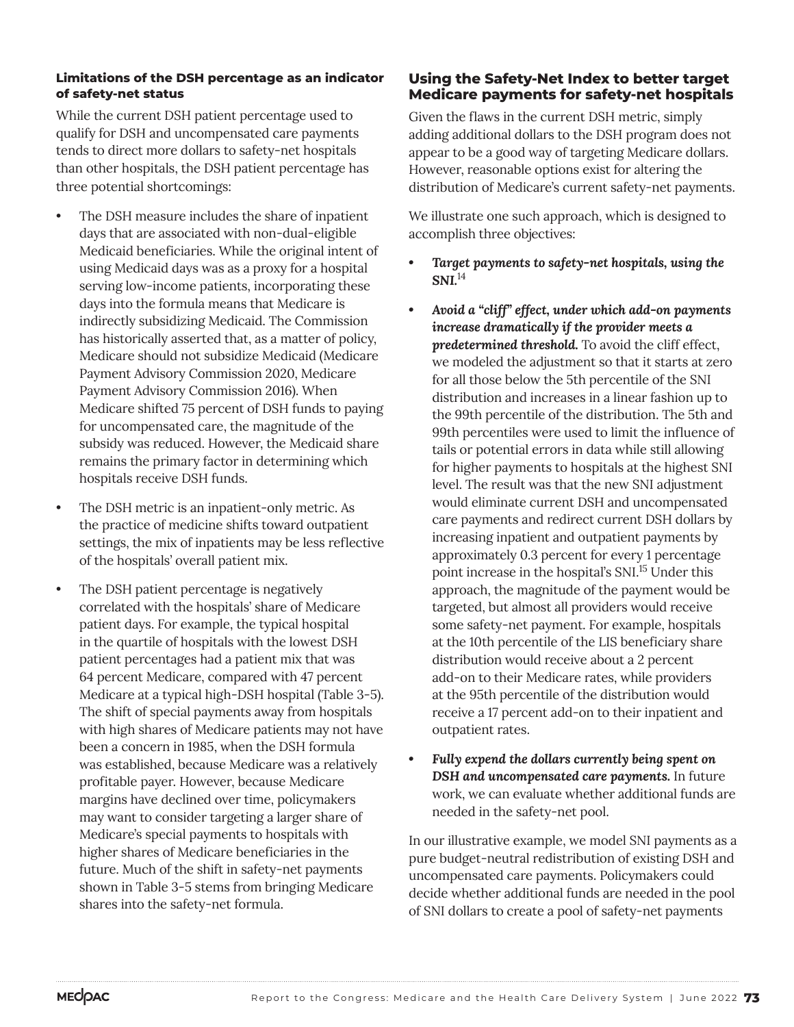#### Limitations of the DSH percentage as an indicator of safety-net status

While the current DSH patient percentage used to qualify for DSH and uncompensated care payments tends to direct more dollars to safety-net hospitals than other hospitals, the DSH patient percentage has three potential shortcomings:

- The DSH measure includes the share of inpatient days that are associated with non-dual-eligible Medicaid beneficiaries. While the original intent of using Medicaid days was as a proxy for a hospital serving low-income patients, incorporating these days into the formula means that Medicare is indirectly subsidizing Medicaid. The Commission has historically asserted that, as a matter of policy, Medicare should not subsidize Medicaid (Medicare Payment Advisory Commission 2020, Medicare Payment Advisory Commission 2016). When Medicare shifted 75 percent of DSH funds to paying for uncompensated care, the magnitude of the subsidy was reduced. However, the Medicaid share remains the primary factor in determining which hospitals receive DSH funds.
- The DSH metric is an inpatient-only metric. As the practice of medicine shifts toward outpatient settings, the mix of inpatients may be less reflective of the hospitals' overall patient mix.
- The DSH patient percentage is negatively correlated with the hospitals' share of Medicare patient days. For example, the typical hospital in the quartile of hospitals with the lowest DSH patient percentages had a patient mix that was 64 percent Medicare, compared with 47 percent Medicare at a typical high-DSH hospital (Table 3-5). The shift of special payments away from hospitals with high shares of Medicare patients may not have been a concern in 1985, when the DSH formula was established, because Medicare was a relatively profitable payer. However, because Medicare margins have declined over time, policymakers may want to consider targeting a larger share of Medicare's special payments to hospitals with higher shares of Medicare beneficiaries in the future. Much of the shift in safety-net payments shown in Table 3-5 stems from bringing Medicare shares into the safety-net formula.

### Using the Safety-Net Index to better target Medicare payments for safety-net hospitals

Given the flaws in the current DSH metric, simply adding additional dollars to the DSH program does not appear to be a good way of targeting Medicare dollars. However, reasonable options exist for altering the distribution of Medicare's current safety-net payments.

We illustrate one such approach, which is designed to accomplish three objectives:

- ***Target payments to safety-net hospitals, using the SNI.***[14]
- ***Avoid a "cliff" effect, under which add-on payments increase dramatically if the provider meets a predetermined threshold.*** To avoid the cliff effect, we modeled the adjustment so that it starts at zero for all those below the 5th percentile of the SNI distribution and increases in a linear fashion up to the 99th percentile of the distribution. The 5th and 99th percentiles were used to limit the influence of tails or potential errors in data while still allowing for higher payments to hospitals at the highest SNI level. The result was that the new SNI adjustment would eliminate current DSH and uncompensated care payments and redirect current DSH dollars by increasing inpatient and outpatient payments by approximately 0.3 percent for every 1 percentage point increase in the hospital's SNI.[15] Under this approach, the magnitude of the payment would be targeted, but almost all providers would receive some safety-net payment. For example, hospitals at the 10th percentile of the LIS beneficiary share distribution would receive about a 2 percent add-on to their Medicare rates, while providers at the 95th percentile of the distribution would receive a 17 percent add-on to their inpatient and outpatient rates.
- ***Fully expend the dollars currently being spent on DSH and uncompensated care payments.*** In future work, we can evaluate whether additional funds are needed in the safety-net pool.

In our illustrative example, we model SNI payments as a pure budget-neutral redistribution of existing DSH and uncompensated care payments. Policymakers could decide whether additional funds are needed in the pool of SNI dollars to create a pool of safety-net payments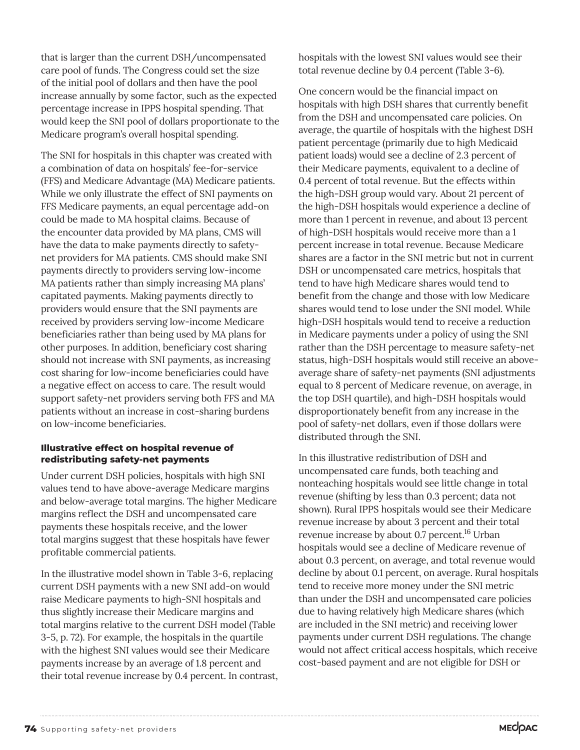that is larger than the current DSH/uncompensated care pool of funds. The Congress could set the size of the initial pool of dollars and then have the pool increase annually by some factor, such as the expected percentage increase in IPPS hospital spending. That would keep the SNI pool of dollars proportionate to the Medicare program's overall hospital spending.

The SNI for hospitals in this chapter was created with a combination of data on hospitals' fee-for-service (FFS) and Medicare Advantage (MA) Medicare patients. While we only illustrate the effect of SNI payments on FFS Medicare payments, an equal percentage add-on could be made to MA hospital claims. Because of the encounter data provided by MA plans, CMS will have the data to make payments directly to safety-net providers for MA patients. CMS should make SNI payments directly to providers serving low-income MA patients rather than simply increasing MA plans' capitated payments. Making payments directly to providers would ensure that the SNI payments are received by providers serving low-income Medicare beneficiaries rather than being used by MA plans for other purposes. In addition, beneficiary cost sharing should not increase with SNI payments, as increasing cost sharing for low-income beneficiaries could have a negative effect on access to care. The result would support safety-net providers serving both FFS and MA patients without an increase in cost-sharing burdens on low-income beneficiaries.

#### Illustrative effect on hospital revenue of redistributing safety-net payments

Under current DSH policies, hospitals with high SNI values tend to have above-average Medicare margins and below-average total margins. The higher Medicare margins reflect the DSH and uncompensated care payments these hospitals receive, and the lower total margins suggest that these hospitals have fewer profitable commercial patients.

In the illustrative model shown in Table 3-6, replacing current DSH payments with a new SNI add-on would raise Medicare payments to high-SNI hospitals and thus slightly increase their Medicare margins and total margins relative to the current DSH model (Table 3-5, p. 72). For example, the hospitals in the quartile with the highest SNI values would see their Medicare payments increase by an average of 1.8 percent and their total revenue increase by 0.4 percent. In contrast, hospitals with the lowest SNI values would see their total revenue decline by 0.4 percent (Table 3-6).

One concern would be the financial impact on hospitals with high DSH shares that currently benefit from the DSH and uncompensated care policies. On average, the quartile of hospitals with the highest DSH patient percentage (primarily due to high Medicaid patient loads) would see a decline of 2.3 percent of their Medicare payments, equivalent to a decline of 0.4 percent of total revenue. But the effects within the high-DSH group would vary. About 21 percent of the high-DSH hospitals would experience a decline of more than 1 percent in revenue, and about 13 percent of high-DSH hospitals would receive more than a 1 percent increase in total revenue. Because Medicare shares are a factor in the SNI metric but not in current DSH or uncompensated care metrics, hospitals that tend to have high Medicare shares would tend to benefit from the change and those with low Medicare shares would tend to lose under the SNI model. While high-DSH hospitals would tend to receive a reduction in Medicare payments under a policy of using the SNI rather than the DSH percentage to measure safety-net status, high-DSH hospitals would still receive an above-average share of safety-net payments (SNI adjustments equal to 8 percent of Medicare revenue, on average, in the top DSH quartile), and high-DSH hospitals would disproportionately benefit from any increase in the pool of safety-net dollars, even if those dollars were distributed through the SNI.

In this illustrative redistribution of DSH and uncompensated care funds, both teaching and nonteaching hospitals would see little change in total revenue (shifting by less than 0.3 percent; data not shown). Rural IPPS hospitals would see their Medicare revenue increase by about 3 percent and their total revenue increase by about 0.7 percent.[16] Urban hospitals would see a decline of Medicare revenue of about 0.3 percent, on average, and total revenue would decline by about 0.1 percent, on average. Rural hospitals tend to receive more money under the SNI metric than under the DSH and uncompensated care policies due to having relatively high Medicare shares (which are included in the SNI metric) and receiving lower payments under current DSH regulations. The change would not affect critical access hospitals, which receive cost-based payment and are not eligible for DSH or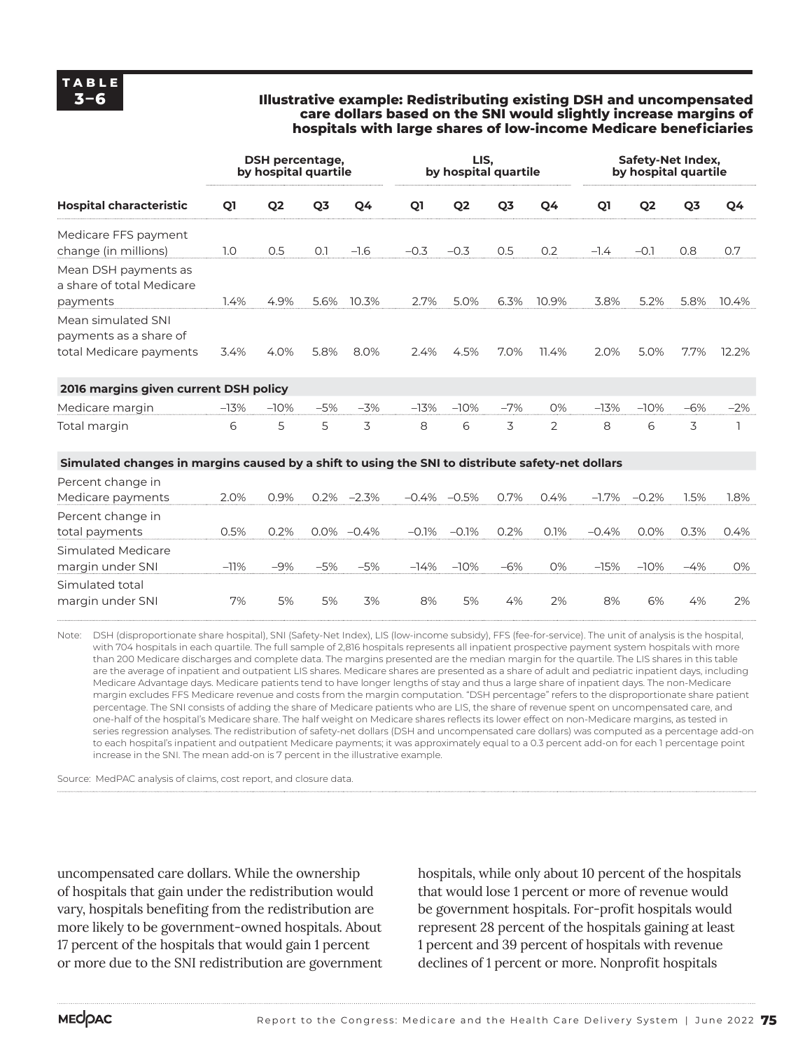**TABLE 3–6**

**Illustrative example: Redistributing existing DSH and uncompensated care dollars based on the SNI would slightly increase margins of hospitals with large shares of low-income Medicare beneficiaries**

| | DSH percentage, by hospital quartile | | | | LIS, by hospital quartile | | | | Safety-Net Index, by hospital quartile | | | |
|---|---|---|---|---|---|---|---|---|---|---|---|---|
| **Hospital characteristic** | **Q1** | **Q2** | **Q3** | **Q4** | **Q1** | **Q2** | **Q3** | **Q4** | **Q1** | **Q2** | **Q3** | **Q4** |
| Medicare FFS payment change (in millions) | 1.0 | 0.5 | 0.1 | –1.6 | –0.3 | –0.3 | 0.5 | 0.2 | –1.4 | –0.1 | 0.8 | 0.7 |
| Mean DSH payments as a share of total Medicare payments | 1.4% | 4.9% | 5.6% | 10.3% | 2.7% | 5.0% | 6.3% | 10.9% | 3.8% | 5.2% | 5.8% | 10.4% |
| Mean simulated SNI payments as a share of total Medicare payments | 3.4% | 4.0% | 5.8% | 8.0% | 2.4% | 4.5% | 7.0% | 11.4% | 2.0% | 5.0% | 7.7% | 12.2% |
| **2016 margins given current DSH policy** | | | | | | | | | | | | |
| Medicare margin | –13% | –10% | –5% | –3% | –13% | –10% | –7% | 0% | –13% | –10% | –6% | –2% |
| Total margin | 6 | 5 | 5 | 3 | 8 | 6 | 3 | 2 | 8 | 6 | 3 | 1 |
| **Simulated changes in margins caused by a shift to using the SNI to distribute safety-net dollars** | | | | | | | | | | | | |
| Percent change in Medicare payments | 2.0% | 0.9% | 0.2% | –2.3% | –0.4% | –0.5% | 0.7% | 0.4% | –1.7% | –0.2% | 1.5% | 1.8% |
| Percent change in total payments | 0.5% | 0.2% | 0.0% | –0.4% | –0.1% | –0.1% | 0.2% | 0.1% | –0.4% | 0.0% | 0.3% | 0.4% |
| Simulated Medicare margin under SNI | –11% | –9% | –5% | –5% | –14% | –10% | –6% | 0% | –15% | –10% | –4% | 0% |
| Simulated total margin under SNI | 7% | 5% | 5% | 3% | 8% | 5% | 4% | 2% | 8% | 6% | 4% | 2% |

Note: DSH (disproportionate share hospital), SNI (Safety-Net Index), LIS (low-income subsidy), FFS (fee-for-service). The unit of analysis is the hospital, with 704 hospitals in each quartile. The full sample of 2,816 hospitals represents all inpatient prospective payment system hospitals with more than 200 Medicare discharges and complete data. The margins presented are the median margin for the quartile. The LIS shares in this table are the average of inpatient and outpatient LIS shares. Medicare shares are presented as a share of adult and pediatric inpatient days, including Medicare Advantage days. Medicare patients tend to have longer lengths of stay and thus a large share of inpatient days. The non-Medicare margin excludes FFS Medicare revenue and costs from the margin computation. "DSH percentage" refers to the disproportionate share patient percentage. The SNI consists of adding the share of Medicare patients who are LIS, the share of revenue spent on uncompensated care, and one-half of the hospital's Medicare share. The half weight on Medicare shares reflects its lower effect on non-Medicare margins, as tested in series regression analyses. The redistribution of safety-net dollars (DSH and uncompensated care dollars) was computed as a percentage add-on to each hospital's inpatient and outpatient Medicare payments; it was approximately equal to a 0.3 percent add-on for each 1 percentage point increase in the SNI. The mean add-on is 7 percent in the illustrative example.

Source: MedPAC analysis of claims, cost report, and closure data.

uncompensated care dollars. While the ownership of hospitals that gain under the redistribution would vary, hospitals benefiting from the redistribution are more likely to be government-owned hospitals. About 17 percent of the hospitals that would gain 1 percent or more due to the SNI redistribution are government hospitals, while only about 10 percent of the hospitals that would lose 1 percent or more of revenue would be government hospitals. For-profit hospitals would represent 28 percent of the hospitals gaining at least 1 percent and 39 percent of hospitals with revenue declines of 1 percent or more. Nonprofit hospitals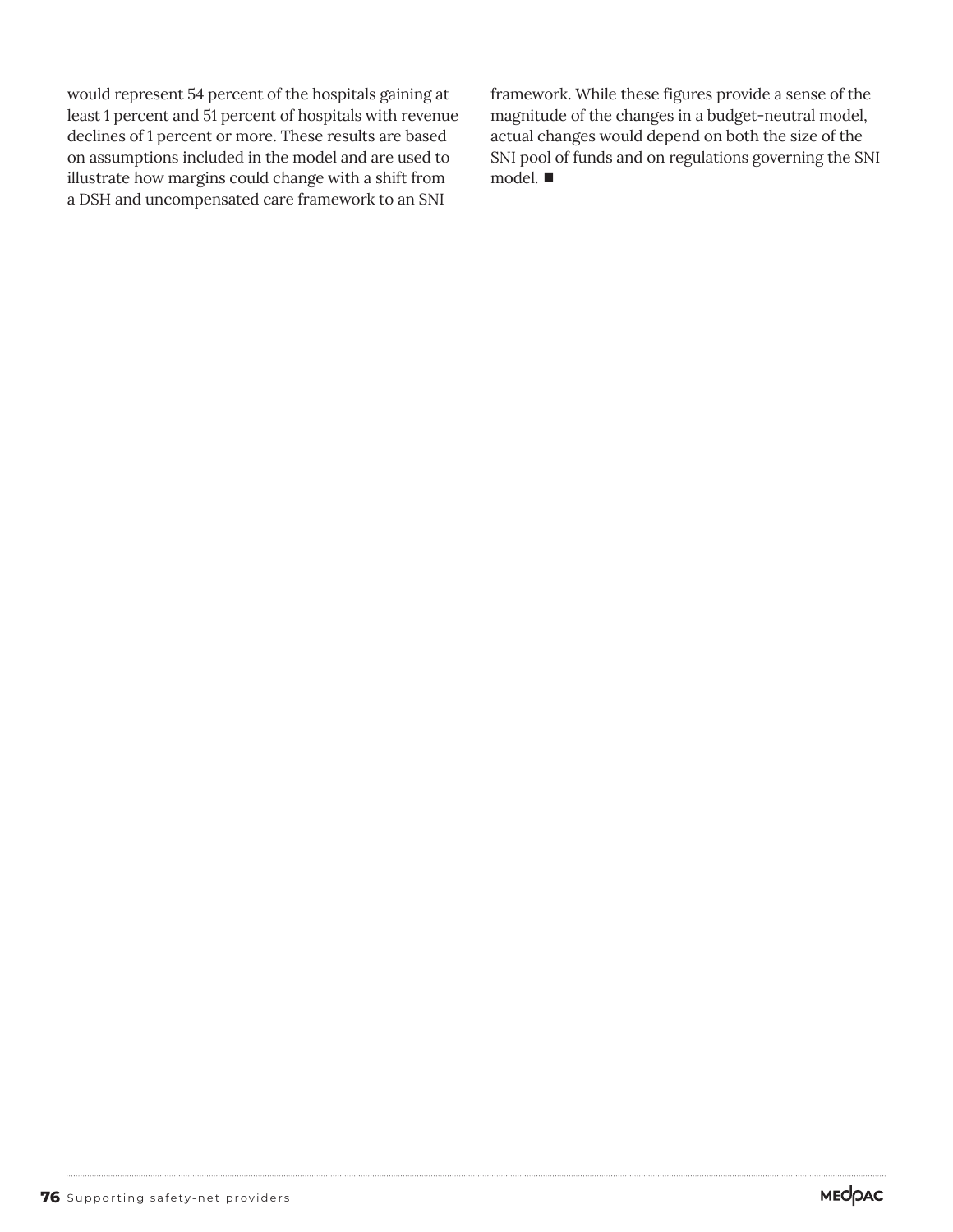would represent 54 percent of the hospitals gaining at least 1 percent and 51 percent of hospitals with revenue declines of 1 percent or more. These results are based on assumptions included in the model and are used to illustrate how margins could change with a shift from a DSH and uncompensated care framework to an SNI framework. While these figures provide a sense of the magnitude of the changes in a budget-neutral model, actual changes would depend on both the size of the SNI pool of funds and on regulations governing the SNI model. ■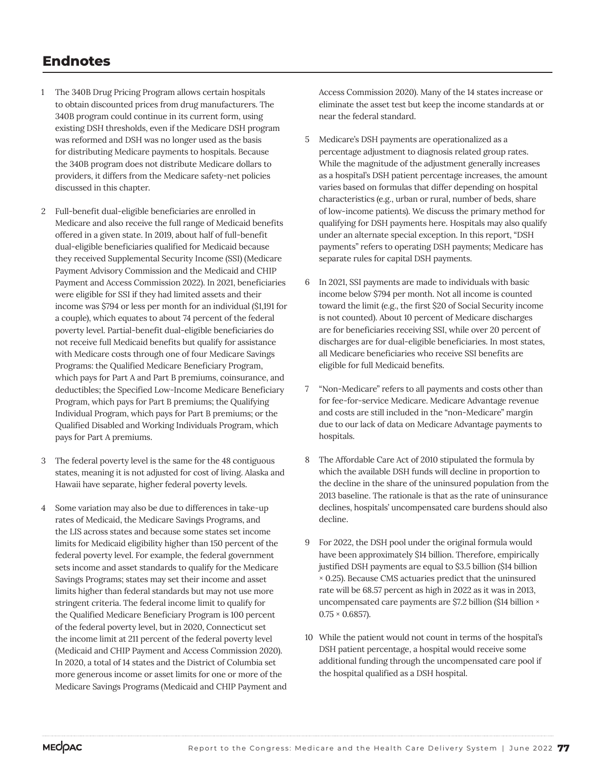## Endnotes

1. The 340B Drug Pricing Program allows certain hospitals to obtain discounted prices from drug manufacturers. The 340B program could continue in its current form, using existing DSH thresholds, even if the Medicare DSH program was reformed and DSH was no longer used as the basis for distributing Medicare payments to hospitals. Because the 340B program does not distribute Medicare dollars to providers, it differs from the Medicare safety-net policies discussed in this chapter.

2. Full-benefit dual-eligible beneficiaries are enrolled in Medicare and also receive the full range of Medicaid benefits offered in a given state. In 2019, about half of full-benefit dual-eligible beneficiaries qualified for Medicaid because they received Supplemental Security Income (SSI) (Medicare Payment Advisory Commission and the Medicaid and CHIP Payment and Access Commission 2022). In 2021, beneficiaries were eligible for SSI if they had limited assets and their income was $794 or less per month for an individual ($1,191 for a couple), which equates to about 74 percent of the federal poverty level. Partial-benefit dual-eligible beneficiaries do not receive full Medicaid benefits but qualify for assistance with Medicare costs through one of four Medicare Savings Programs: the Qualified Medicare Beneficiary Program, which pays for Part A and Part B premiums, coinsurance, and deductibles; the Specified Low-Income Medicare Beneficiary Program, which pays for Part B premiums; the Qualifying Individual Program, which pays for Part B premiums; or the Qualified Disabled and Working Individuals Program, which pays for Part A premiums.

3. The federal poverty level is the same for the 48 contiguous states, meaning it is not adjusted for cost of living. Alaska and Hawaii have separate, higher federal poverty levels.

4. Some variation may also be due to differences in take-up rates of Medicaid, the Medicare Savings Programs, and the LIS across states and because some states set income limits for Medicaid eligibility higher than 150 percent of the federal poverty level. For example, the federal government sets income and asset standards to qualify for the Medicare Savings Programs; states may set their income and asset limits higher than federal standards but may not use more stringent criteria. The federal income limit to qualify for the Qualified Medicare Beneficiary Program is 100 percent of the federal poverty level, but in 2020, Connecticut set the income limit at 211 percent of the federal poverty level (Medicaid and CHIP Payment and Access Commission 2020). In 2020, a total of 14 states and the District of Columbia set more generous income or asset limits for one or more of the Medicare Savings Programs (Medicaid and CHIP Payment and Access Commission 2020). Many of the 14 states increase or eliminate the asset test but keep the income standards at or near the federal standard.

5. Medicare's DSH payments are operationalized as a percentage adjustment to diagnosis related group rates. While the magnitude of the adjustment generally increases as a hospital's DSH patient percentage increases, the amount varies based on formulas that differ depending on hospital characteristics (e.g., urban or rural, number of beds, share of low-income patients). We discuss the primary method for qualifying for DSH payments here. Hospitals may also qualify under an alternate special exception. In this report, "DSH payments" refers to operating DSH payments; Medicare has separate rules for capital DSH payments.

6. In 2021, SSI payments are made to individuals with basic income below $794 per month. Not all income is counted toward the limit (e.g., the first $20 of Social Security income is not counted). About 10 percent of Medicare discharges are for beneficiaries receiving SSI, while over 20 percent of discharges are for dual-eligible beneficiaries. In most states, all Medicare beneficiaries who receive SSI benefits are eligible for full Medicaid benefits.

7. "Non-Medicare" refers to all payments and costs other than for fee-for-service Medicare. Medicare Advantage revenue and costs are still included in the "non-Medicare" margin due to our lack of data on Medicare Advantage payments to hospitals.

8. The Affordable Care Act of 2010 stipulated the formula by which the available DSH funds will decline in proportion to the decline in the share of the uninsured population from the 2013 baseline. The rationale is that as the rate of uninsurance declines, hospitals' uncompensated care burdens should also decline.

9. For 2022, the DSH pool under the original formula would have been approximately $14 billion. Therefore, empirically justified DSH payments are equal to $3.5 billion ($14 billion × 0.25). Because CMS actuaries predict that the uninsured rate will be 68.57 percent as high in 2022 as it was in 2013, uncompensated care payments are $7.2 billion ($14 billion × 0.75 × 0.6857).

10. While the patient would not count in terms of the hospital's DSH patient percentage, a hospital would receive some additional funding through the uncompensated care pool if the hospital qualified as a DSH hospital.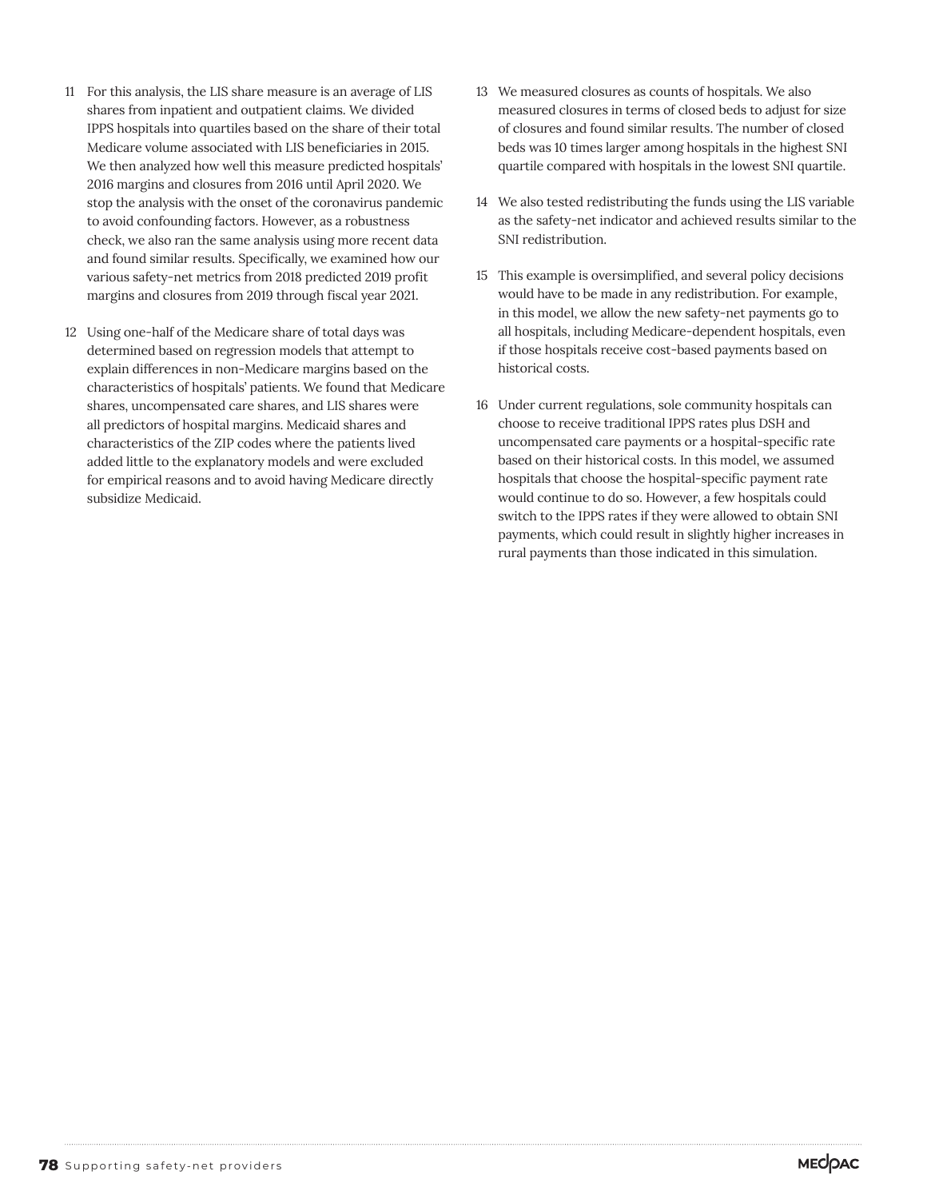11 For this analysis, the LIS share measure is an average of LIS shares from inpatient and outpatient claims. We divided IPPS hospitals into quartiles based on the share of their total Medicare volume associated with LIS beneficiaries in 2015. We then analyzed how well this measure predicted hospitals' 2016 margins and closures from 2016 until April 2020. We stop the analysis with the onset of the coronavirus pandemic to avoid confounding factors. However, as a robustness check, we also ran the same analysis using more recent data and found similar results. Specifically, we examined how our various safety-net metrics from 2018 predicted 2019 profit margins and closures from 2019 through fiscal year 2021.

12 Using one-half of the Medicare share of total days was determined based on regression models that attempt to explain differences in non-Medicare margins based on the characteristics of hospitals' patients. We found that Medicare shares, uncompensated care shares, and LIS shares were all predictors of hospital margins. Medicaid shares and characteristics of the ZIP codes where the patients lived added little to the explanatory models and were excluded for empirical reasons and to avoid having Medicare directly subsidize Medicaid.

13 We measured closures as counts of hospitals. We also measured closures in terms of closed beds to adjust for size of closures and found similar results. The number of closed beds was 10 times larger among hospitals in the highest SNI quartile compared with hospitals in the lowest SNI quartile.

14 We also tested redistributing the funds using the LIS variable as the safety-net indicator and achieved results similar to the SNI redistribution.

15 This example is oversimplified, and several policy decisions would have to be made in any redistribution. For example, in this model, we allow the new safety-net payments go to all hospitals, including Medicare-dependent hospitals, even if those hospitals receive cost-based payments based on historical costs.

16 Under current regulations, sole community hospitals can choose to receive traditional IPPS rates plus DSH and uncompensated care payments or a hospital-specific rate based on their historical costs. In this model, we assumed hospitals that choose the hospital-specific payment rate would continue to do so. However, a few hospitals could switch to the IPPS rates if they were allowed to obtain SNI payments, which could result in slightly higher increases in rural payments than those indicated in this simulation.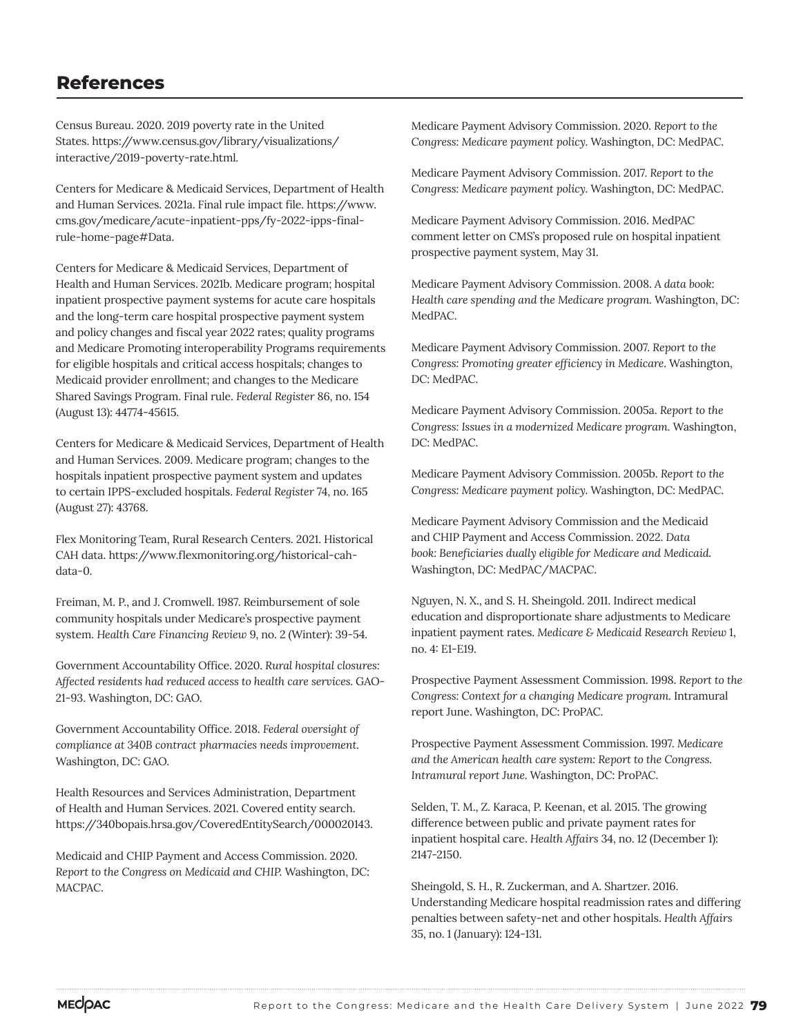## References

Census Bureau. 2020. 2019 poverty rate in the United States. https://www.census.gov/library/visualizations/interactive/2019-poverty-rate.html.

Centers for Medicare & Medicaid Services, Department of Health and Human Services. 2021a. Final rule impact file. https://www.cms.gov/medicare/acute-inpatient-pps/fy-2022-ipps-final-rule-home-page#Data.

Centers for Medicare & Medicaid Services, Department of Health and Human Services. 2021b. Medicare program; hospital inpatient prospective payment systems for acute care hospitals and the long-term care hospital prospective payment system and policy changes and fiscal year 2022 rates; quality programs and Medicare Promoting interoperability Programs requirements for eligible hospitals and critical access hospitals; changes to Medicaid provider enrollment; and changes to the Medicare Shared Savings Program. Final rule. *Federal Register* 86, no. 154 (August 13): 44774–45615.

Centers for Medicare & Medicaid Services, Department of Health and Human Services. 2009. Medicare program; changes to the hospitals inpatient prospective payment system and updates to certain IPPS-excluded hospitals. *Federal Register* 74, no. 165 (August 27): 43768.

Flex Monitoring Team, Rural Research Centers. 2021. Historical CAH data. https://www.flexmonitoring.org/historical-cah-data-0.

Freiman, M. P., and J. Cromwell. 1987. Reimbursement of sole community hospitals under Medicare's prospective payment system. *Health Care Financing Review* 9, no. 2 (Winter): 39–54.

Government Accountability Office. 2020. *Rural hospital closures: Affected residents had reduced access to health care services.* GAO-21-93. Washington, DC: GAO.

Government Accountability Office. 2018. *Federal oversight of compliance at 340B contract pharmacies needs improvement.* Washington, DC: GAO.

Health Resources and Services Administration, Department of Health and Human Services. 2021. Covered entity search. https://340bopais.hrsa.gov/CoveredEntitySearch/000020143.

Medicaid and CHIP Payment and Access Commission. 2020. *Report to the Congress on Medicaid and CHIP.* Washington, DC: MACPAC.

Medicare Payment Advisory Commission. 2020. *Report to the Congress: Medicare payment policy.* Washington, DC: MedPAC.

Medicare Payment Advisory Commission. 2017. *Report to the Congress: Medicare payment policy.* Washington, DC: MedPAC.

Medicare Payment Advisory Commission. 2016. MedPAC comment letter on CMS's proposed rule on hospital inpatient prospective payment system, May 31.

Medicare Payment Advisory Commission. 2008. *A data book: Health care spending and the Medicare program.* Washington, DC: MedPAC.

Medicare Payment Advisory Commission. 2007. *Report to the Congress: Promoting greater efficiency in Medicare.* Washington, DC: MedPAC.

Medicare Payment Advisory Commission. 2005a. *Report to the Congress: Issues in a modernized Medicare program.* Washington, DC: MedPAC.

Medicare Payment Advisory Commission. 2005b. *Report to the Congress: Medicare payment policy.* Washington, DC: MedPAC.

Medicare Payment Advisory Commission and the Medicaid and CHIP Payment and Access Commission. 2022. *Data book: Beneficiaries dually eligible for Medicare and Medicaid.* Washington, DC: MedPAC/MACPAC.

Nguyen, N. X., and S. H. Sheingold. 2011. Indirect medical education and disproportionate share adjustments to Medicare inpatient payment rates. *Medicare & Medicaid Research Review* 1, no. 4: E1–E19.

Prospective Payment Assessment Commission. 1998. *Report to the Congress: Context for a changing Medicare program.* Intramural report June. Washington, DC: ProPAC.

Prospective Payment Assessment Commission. 1997. *Medicare and the American health care system: Report to the Congress. Intramural report June.* Washington, DC: ProPAC.

Selden, T. M., Z. Karaca, P. Keenan, et al. 2015. The growing difference between public and private payment rates for inpatient hospital care. *Health Affairs* 34, no. 12 (December 1): 2147–2150.

Sheingold, S. H., R. Zuckerman, and A. Shartzer. 2016. Understanding Medicare hospital readmission rates and differing penalties between safety-net and other hospitals. *Health Affairs* 35, no. 1 (January): 124–131.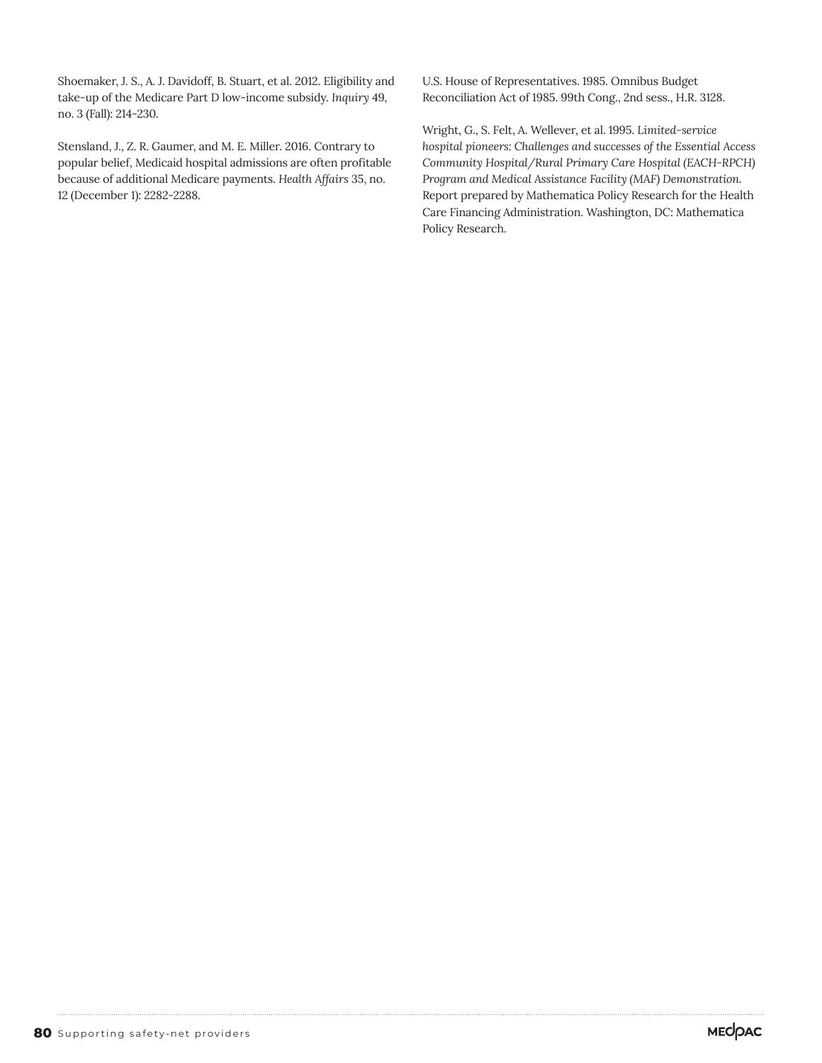Shoemaker, J. S., A. J. Davidoff, B. Stuart, et al. 2012. Eligibility and take-up of the Medicare Part D low-income subsidy. *Inquiry* 49, no. 3 (Fall): 214–230.

Stensland, J., Z. R. Gaumer, and M. E. Miller. 2016. Contrary to popular belief, Medicaid hospital admissions are often profitable because of additional Medicare payments. *Health Affairs* 35, no. 12 (December 1): 2282–2288.

U.S. House of Representatives. 1985. Omnibus Budget Reconciliation Act of 1985. 99th Cong., 2nd sess., H.R. 3128.

Wright, G., S. Felt, A. Wellever, et al. 1995. *Limited-service hospital pioneers: Challenges and successes of the Essential Access Community Hospital/Rural Primary Care Hospital (EACH–RPCH) Program and Medical Assistance Facility (MAF) Demonstration.* Report prepared by Mathematica Policy Research for the Health Care Financing Administration. Washington, DC: Mathematica Policy Research.